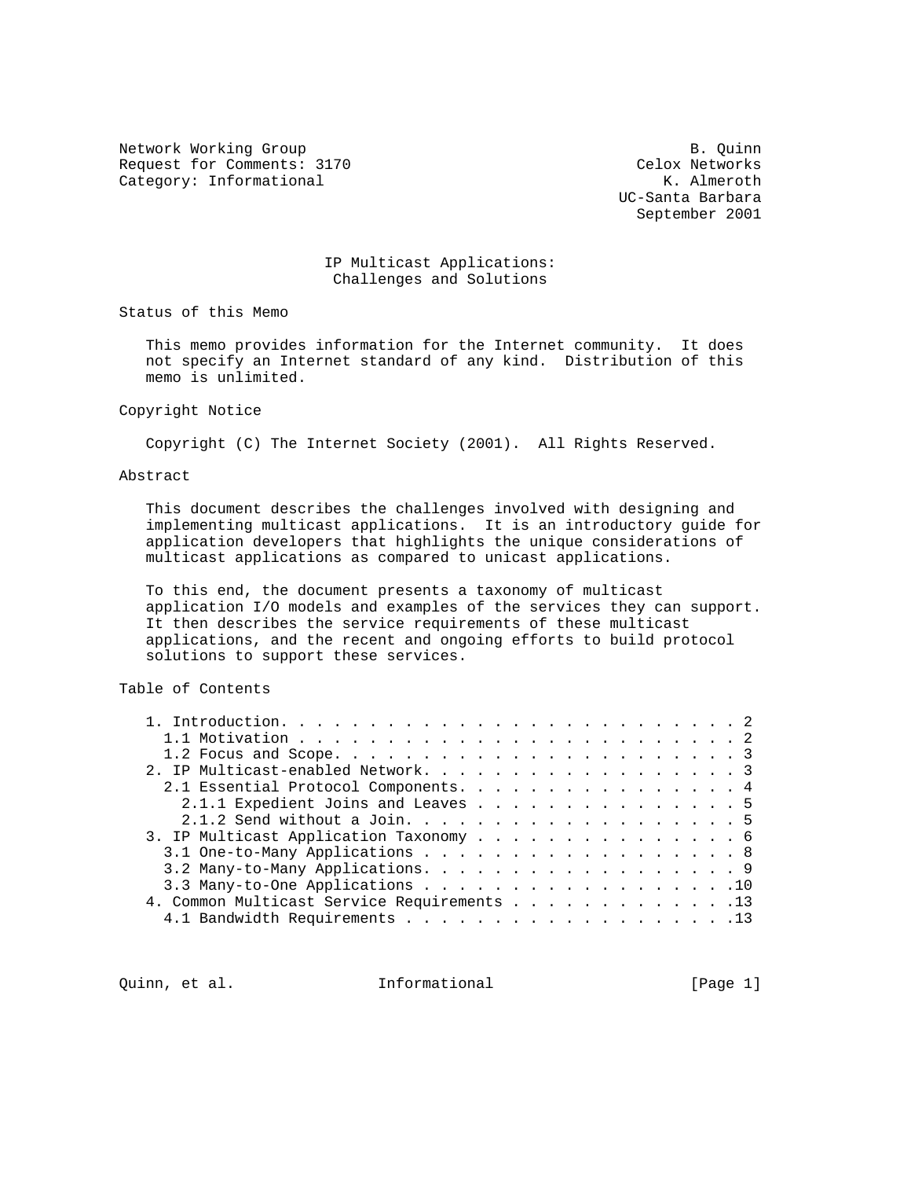Network Working Group B. Quinn
Request for Comments: 3170 Celox Networks
Category: Informational K. Almeroth
UC-Santa Barbara
September 2001

# IP Multicast Applications: Challenges and Solutions

## Status of this Memo

This memo provides information for the Internet community. It does not specify an Internet standard of any kind. Distribution of this memo is unlimited.

## Copyright Notice

Copyright (C) The Internet Society (2001). All Rights Reserved.

## Abstract

This document describes the challenges involved with designing and implementing multicast applications. It is an introductory guide for application developers that highlights the unique considerations of multicast applications as compared to unicast applications.

To this end, the document presents a taxonomy of multicast application I/O models and examples of the services they can support. It then describes the service requirements of these multicast applications, and the recent and ongoing efforts to build protocol solutions to support these services.

## Table of Contents

```
1. Introduction. . . . . . . . . . . . . . . . . . . . . . . . . . 2
  1.1 Motivation . . . . . . . . . . . . . . . . . . . . . . . . . 2
  1.2 Focus and Scope. . . . . . . . . . . . . . . . . . . . . . . 3
2. IP Multicast-enabled Network. . . . . . . . . . . . . . . . . . 3
  2.1 Essential Protocol Components. . . . . . . . . . . . . . . . 4
    2.1.1 Expedient Joins and Leaves . . . . . . . . . . . . . . . 5
    2.1.2 Send without a Join. . . . . . . . . . . . . . . . . . . 5
3. IP Multicast Application Taxonomy . . . . . . . . . . . . . . . 6
  3.1 One-to-Many Applications . . . . . . . . . . . . . . . . . . 8
  3.2 Many-to-Many Applications. . . . . . . . . . . . . . . . . . 9
  3.3 Many-to-One Applications . . . . . . . . . . . . . . . . . .10
4. Common Multicast Service Requirements . . . . . . . . . . . . .13
  4.1 Bandwidth Requirements . . . . . . . . . . . . . . . . . . .13
```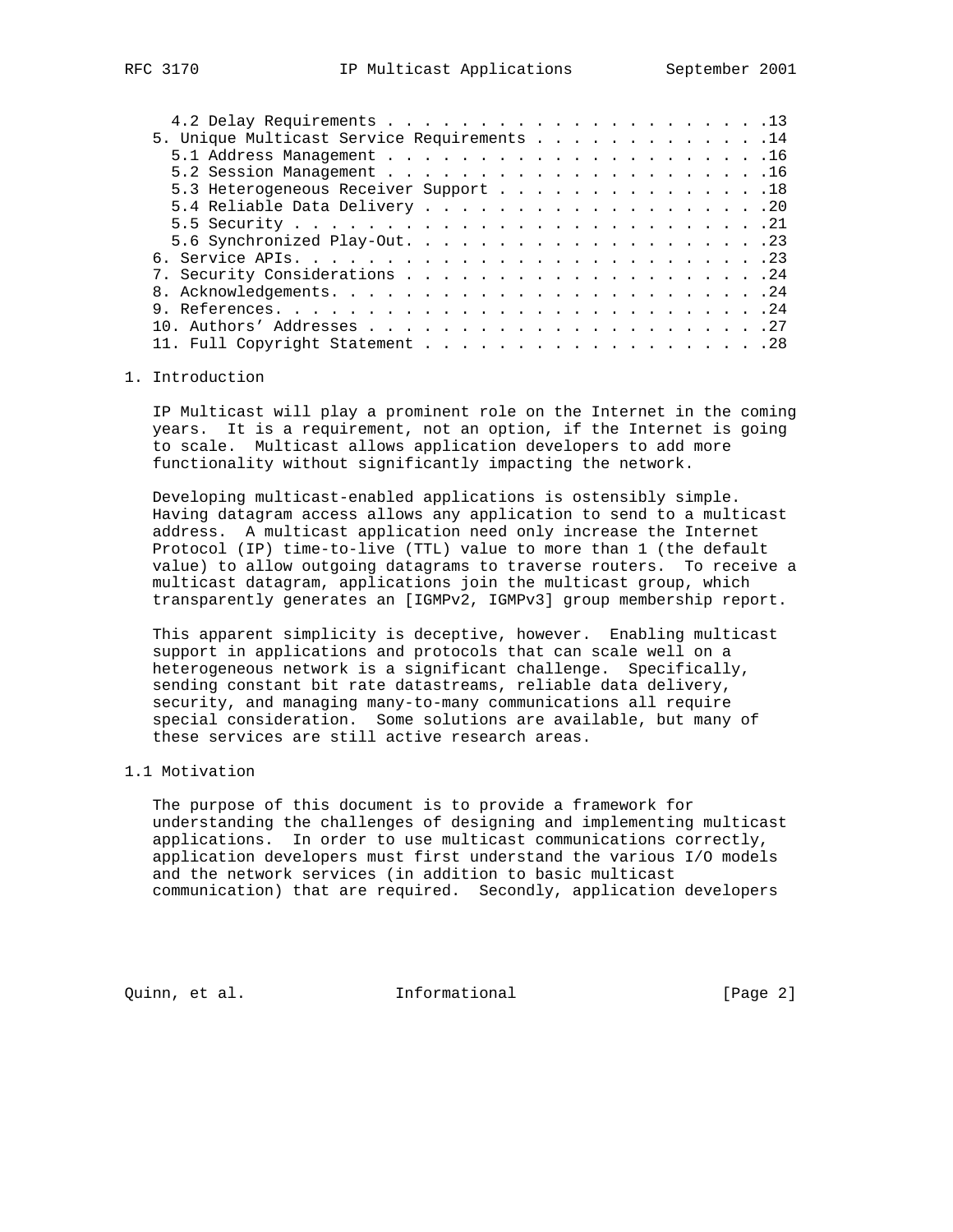4.2 Delay Requirements .....................13
5. Unique Multicast Service Requirements .............14
5.1 Address Management .....................16
5.2 Session Management .....................16
5.3 Heterogeneous Receiver Support ...............18
5.4 Reliable Data Delivery ...................20
5.5 Security .........................21
5.6 Synchronized Play-Out.....................23
6. Service APIs..........................23
7. Security Considerations ....................24
8. Acknowledgements........................24
9. References...........................24
10. Authors' Addresses .....................27
11. Full Copyright Statement ...................28

## 1. Introduction

IP Multicast will play a prominent role on the Internet in the coming years. It is a requirement, not an option, if the Internet is going to scale. Multicast allows application developers to add more functionality without significantly impacting the network.

Developing multicast-enabled applications is ostensibly simple. Having datagram access allows any application to send to a multicast address. A multicast application need only increase the Internet Protocol (IP) time-to-live (TTL) value to more than 1 (the default value) to allow outgoing datagrams to traverse routers. To receive a multicast datagram, applications join the multicast group, which transparently generates an [IGMPv2, IGMPv3] group membership report.

This apparent simplicity is deceptive, however. Enabling multicast support in applications and protocols that can scale well on a heterogeneous network is a significant challenge. Specifically, sending constant bit rate datastreams, reliable data delivery, security, and managing many-to-many communications all require special consideration. Some solutions are available, but many of these services are still active research areas.

### 1.1 Motivation

The purpose of this document is to provide a framework for understanding the challenges of designing and implementing multicast applications. In order to use multicast communications correctly, application developers must first understand the various I/O models and the network services (in addition to basic multicast communication) that are required. Secondly, application developers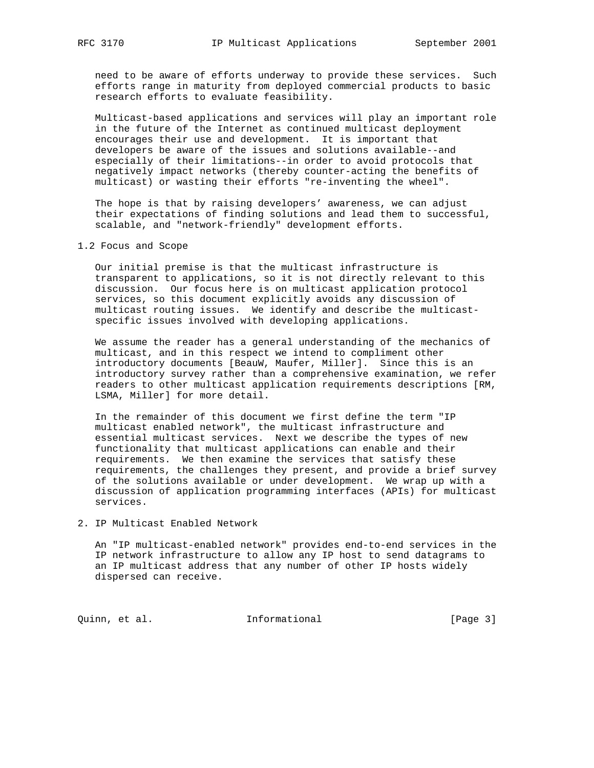need to be aware of efforts underway to provide these services. Such efforts range in maturity from deployed commercial products to basic research efforts to evaluate feasibility.

Multicast-based applications and services will play an important role in the future of the Internet as continued multicast deployment encourages their use and development. It is important that developers be aware of the issues and solutions available--and especially of their limitations--in order to avoid protocols that negatively impact networks (thereby counter-acting the benefits of multicast) or wasting their efforts "re-inventing the wheel".

The hope is that by raising developers' awareness, we can adjust their expectations of finding solutions and lead them to successful, scalable, and "network-friendly" development efforts.

## 1.2 Focus and Scope

Our initial premise is that the multicast infrastructure is transparent to applications, so it is not directly relevant to this discussion. Our focus here is on multicast application protocol services, so this document explicitly avoids any discussion of multicast routing issues. We identify and describe the multicast-specific issues involved with developing applications.

We assume the reader has a general understanding of the mechanics of multicast, and in this respect we intend to compliment other introductory documents [BeauW, Maufer, Miller]. Since this is an introductory survey rather than a comprehensive examination, we refer readers to other multicast application requirements descriptions [RM, LSMA, Miller] for more detail.

In the remainder of this document we first define the term "IP multicast enabled network", the multicast infrastructure and essential multicast services. Next we describe the types of new functionality that multicast applications can enable and their requirements. We then examine the services that satisfy these requirements, the challenges they present, and provide a brief survey of the solutions available or under development. We wrap up with a discussion of application programming interfaces (APIs) for multicast services.

# 2. IP Multicast Enabled Network

An "IP multicast-enabled network" provides end-to-end services in the IP network infrastructure to allow any IP host to send datagrams to an IP multicast address that any number of other IP hosts widely dispersed can receive.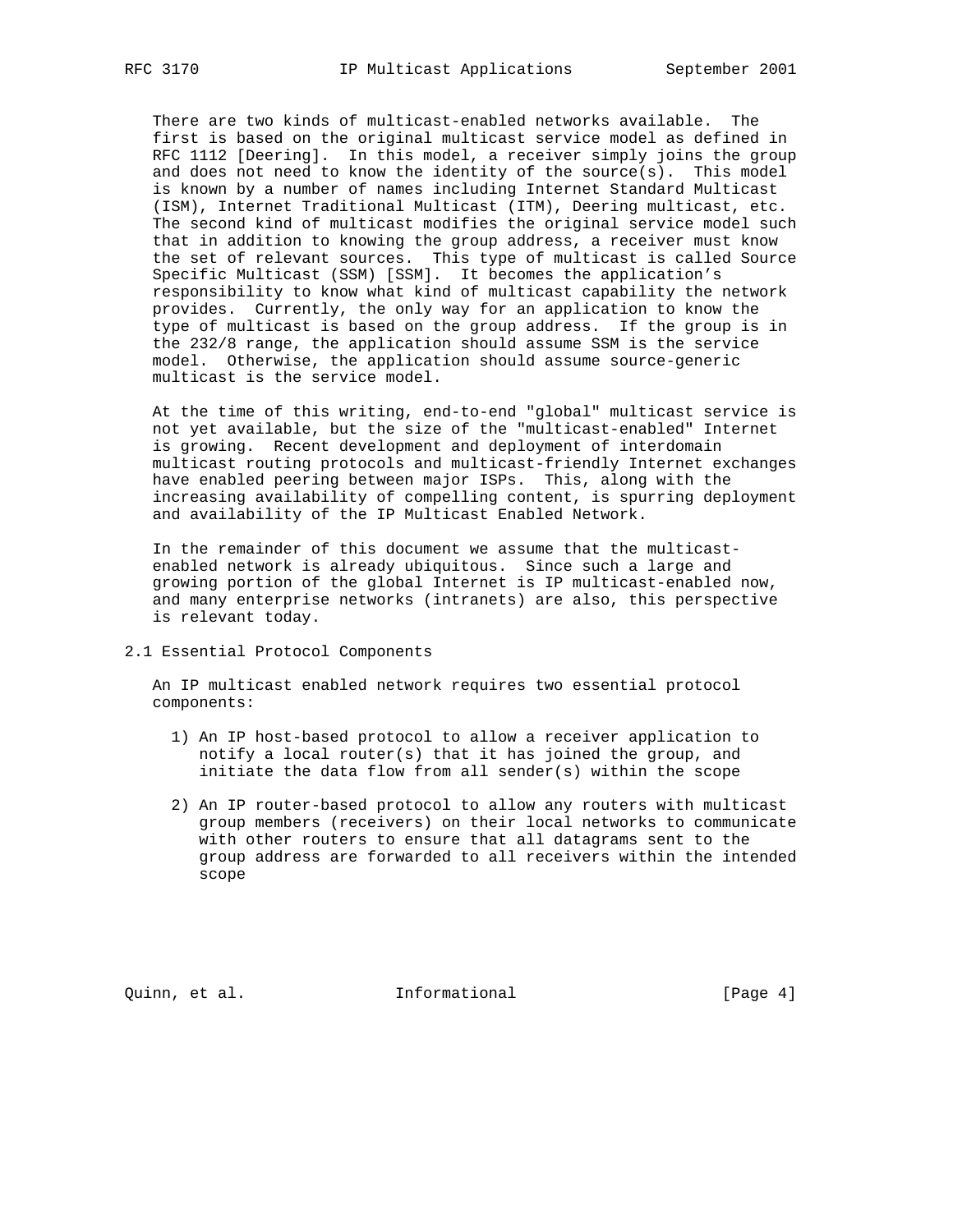There are two kinds of multicast-enabled networks available. The first is based on the original multicast service model as defined in RFC 1112 [Deering]. In this model, a receiver simply joins the group and does not need to know the identity of the source(s). This model is known by a number of names including Internet Standard Multicast (ISM), Internet Traditional Multicast (ITM), Deering multicast, etc. The second kind of multicast modifies the original service model such that in addition to knowing the group address, a receiver must know the set of relevant sources. This type of multicast is called Source Specific Multicast (SSM) [SSM]. It becomes the application's responsibility to know what kind of multicast capability the network provides. Currently, the only way for an application to know the type of multicast is based on the group address. If the group is in the 232/8 range, the application should assume SSM is the service model. Otherwise, the application should assume source-generic multicast is the service model.

At the time of this writing, end-to-end "global" multicast service is not yet available, but the size of the "multicast-enabled" Internet is growing. Recent development and deployment of interdomain multicast routing protocols and multicast-friendly Internet exchanges have enabled peering between major ISPs. This, along with the increasing availability of compelling content, is spurring deployment and availability of the IP Multicast Enabled Network.

In the remainder of this document we assume that the multicast-enabled network is already ubiquitous. Since such a large and growing portion of the global Internet is IP multicast-enabled now, and many enterprise networks (intranets) are also, this perspective is relevant today.

## 2.1 Essential Protocol Components

An IP multicast enabled network requires two essential protocol components:

1) An IP host-based protocol to allow a receiver application to notify a local router(s) that it has joined the group, and initiate the data flow from all sender(s) within the scope

2) An IP router-based protocol to allow any routers with multicast group members (receivers) on their local networks to communicate with other routers to ensure that all datagrams sent to the group address are forwarded to all receivers within the intended scope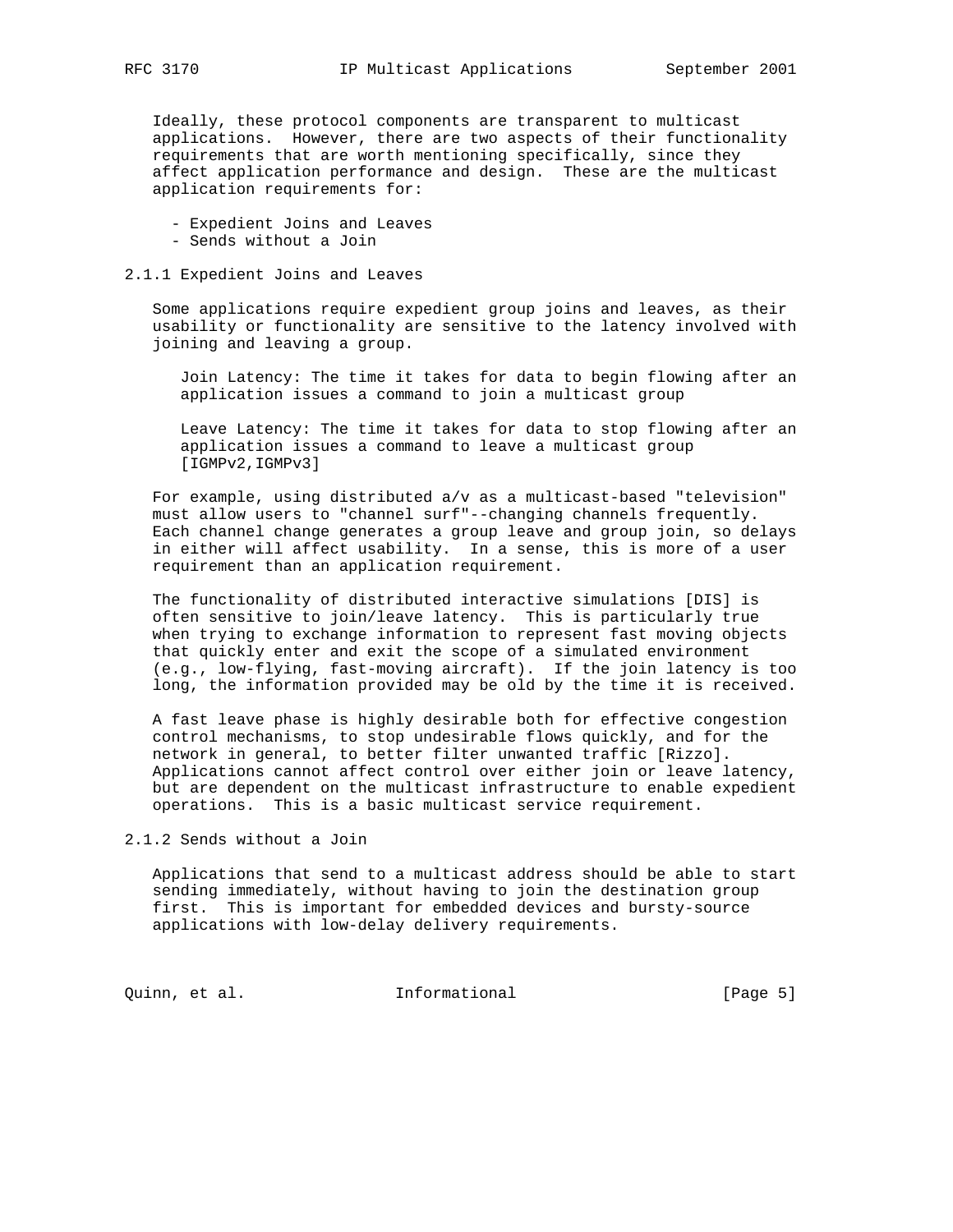Ideally, these protocol components are transparent to multicast applications. However, there are two aspects of their functionality requirements that are worth mentioning specifically, since they affect application performance and design. These are the multicast application requirements for:

- Expedient Joins and Leaves
- Sends without a Join

### 2.1.1 Expedient Joins and Leaves

Some applications require expedient group joins and leaves, as their usability or functionality are sensitive to the latency involved with joining and leaving a group.

Join Latency: The time it takes for data to begin flowing after an application issues a command to join a multicast group

Leave Latency: The time it takes for data to stop flowing after an application issues a command to leave a multicast group [IGMPv2,IGMPv3]

For example, using distributed a/v as a multicast-based "television" must allow users to "channel surf"--changing channels frequently. Each channel change generates a group leave and group join, so delays in either will affect usability. In a sense, this is more of a user requirement than an application requirement.

The functionality of distributed interactive simulations [DIS] is often sensitive to join/leave latency. This is particularly true when trying to exchange information to represent fast moving objects that quickly enter and exit the scope of a simulated environment (e.g., low-flying, fast-moving aircraft). If the join latency is too long, the information provided may be old by the time it is received.

A fast leave phase is highly desirable both for effective congestion control mechanisms, to stop undesirable flows quickly, and for the network in general, to better filter unwanted traffic [Rizzo]. Applications cannot affect control over either join or leave latency, but are dependent on the multicast infrastructure to enable expedient operations. This is a basic multicast service requirement.

### 2.1.2 Sends without a Join

Applications that send to a multicast address should be able to start sending immediately, without having to join the destination group first. This is important for embedded devices and bursty-source applications with low-delay delivery requirements.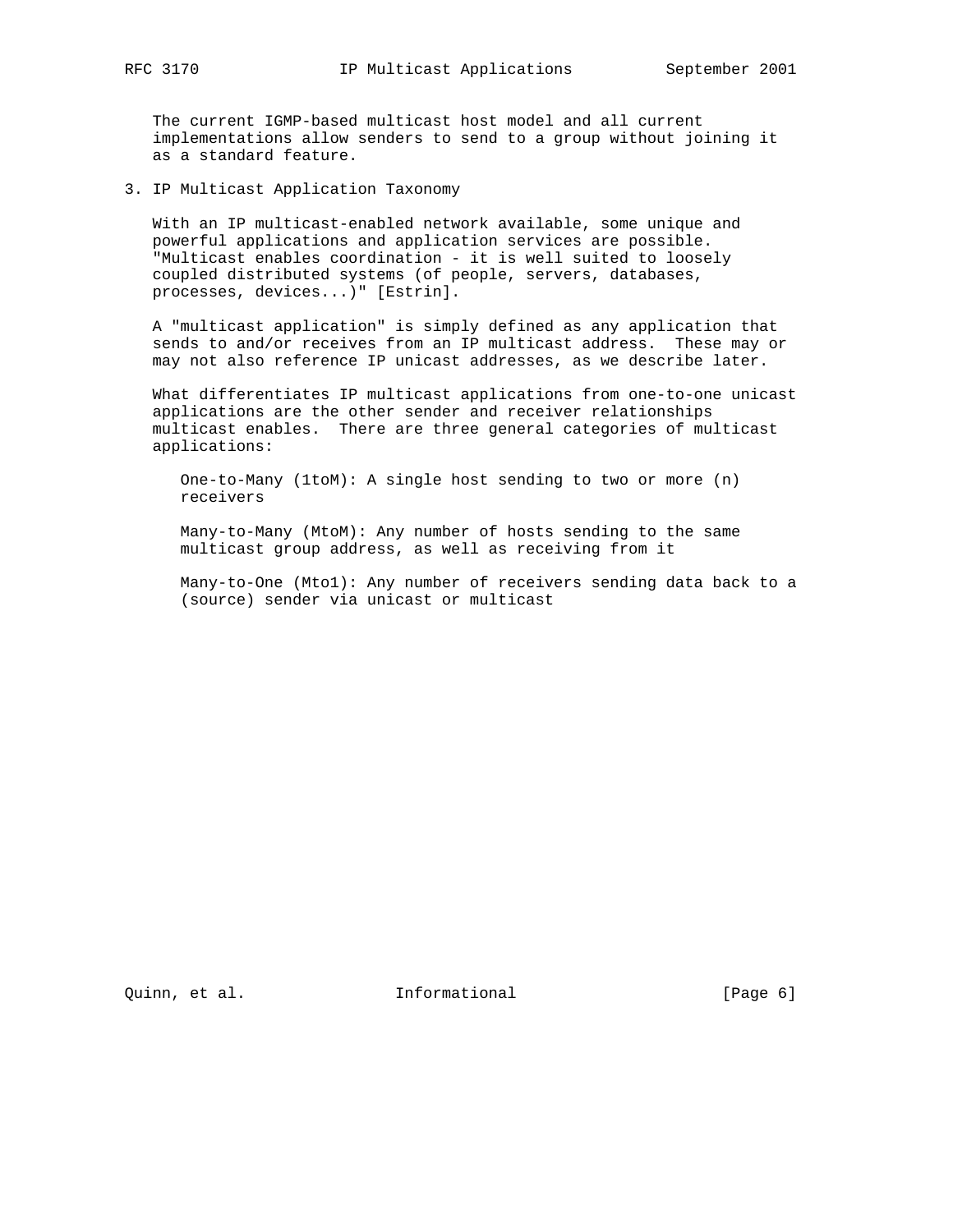The current IGMP-based multicast host model and all current implementations allow senders to send to a group without joining it as a standard feature.

## 3. IP Multicast Application Taxonomy

With an IP multicast-enabled network available, some unique and powerful applications and application services are possible. "Multicast enables coordination - it is well suited to loosely coupled distributed systems (of people, servers, databases, processes, devices...)" [Estrin].

A "multicast application" is simply defined as any application that sends to and/or receives from an IP multicast address. These may or may not also reference IP unicast addresses, as we describe later.

What differentiates IP multicast applications from one-to-one unicast applications are the other sender and receiver relationships multicast enables. There are three general categories of multicast applications:

One-to-Many (1toM): A single host sending to two or more (n) receivers

Many-to-Many (MtoM): Any number of hosts sending to the same multicast group address, as well as receiving from it

Many-to-One (Mto1): Any number of receivers sending data back to a (source) sender via unicast or multicast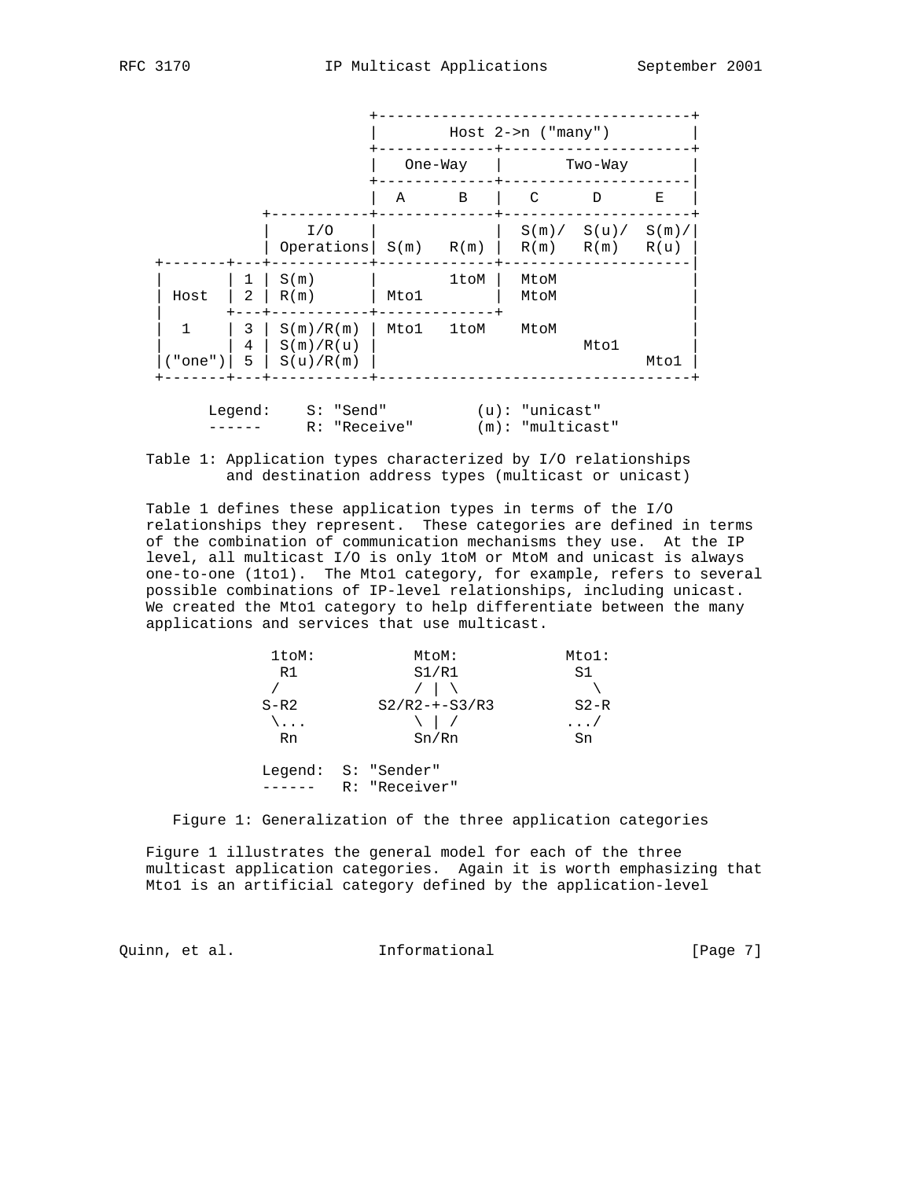```
                      +-----------------------------------+
                      |        Host 2->n ("many")         |
                      +-------------+---------------------+
                      |   One-Way   |       Two-Way       |
                      +-------------+---------------------|
                      |  A      B   |  C      D      E    |
          +-----------+-------------+---------------------+
          |    I/O    |             |  S(m)/  S(u)/  S(m)/|
          | Operations| S(m)   R(m) |  R(m)   R(m)   R(u) |
+-------+---+-----------+-------------+---------------------|
|       | 1 | S(m)      |        1toM |  MtoM               |
| Host  | 2 | R(m)      | Mto1        |  MtoM               |
|       +---+-----------+-------------+                     |
|   1   | 3 | S(m)/R(m) | Mto1   1toM    MtoM               |
|       | 4 | S(m)/R(u) |                       Mto1        |
|("one")| 5 | S(u)/R(m) |                              Mto1 |
+-------+---+-----------+-----------------------------------+

      Legend:    S: "Send"          (u): "unicast"
      ------     R: "Receive"       (m): "multicast"
```

Table 1: Application types characterized by I/O relationships and destination address types (multicast or unicast)

Table 1 defines these application types in terms of the I/O relationships they represent. These categories are defined in terms of the combination of communication mechanisms they use. At the IP level, all multicast I/O is only 1toM or MtoM and unicast is always one-to-one (1to1). The Mto1 category, for example, refers to several possible combinations of IP-level relationships, including unicast. We created the Mto1 category to help differentiate between the many applications and services that use multicast.

```
              1toM:           MtoM:           Mto1:
               R1             S1/R1            S1
              /               / | \              \
             S-R2        S2/R2-+-S3/R3         S2-R
              \...            \ | /           .../
               Rn             Sn/Rn            Sn

             Legend:  S: "Sender"
             ------   R: "Receiver"
```

Figure 1: Generalization of the three application categories

Figure 1 illustrates the general model for each of the three multicast application categories. Again it is worth emphasizing that Mto1 is an artificial category defined by the application-level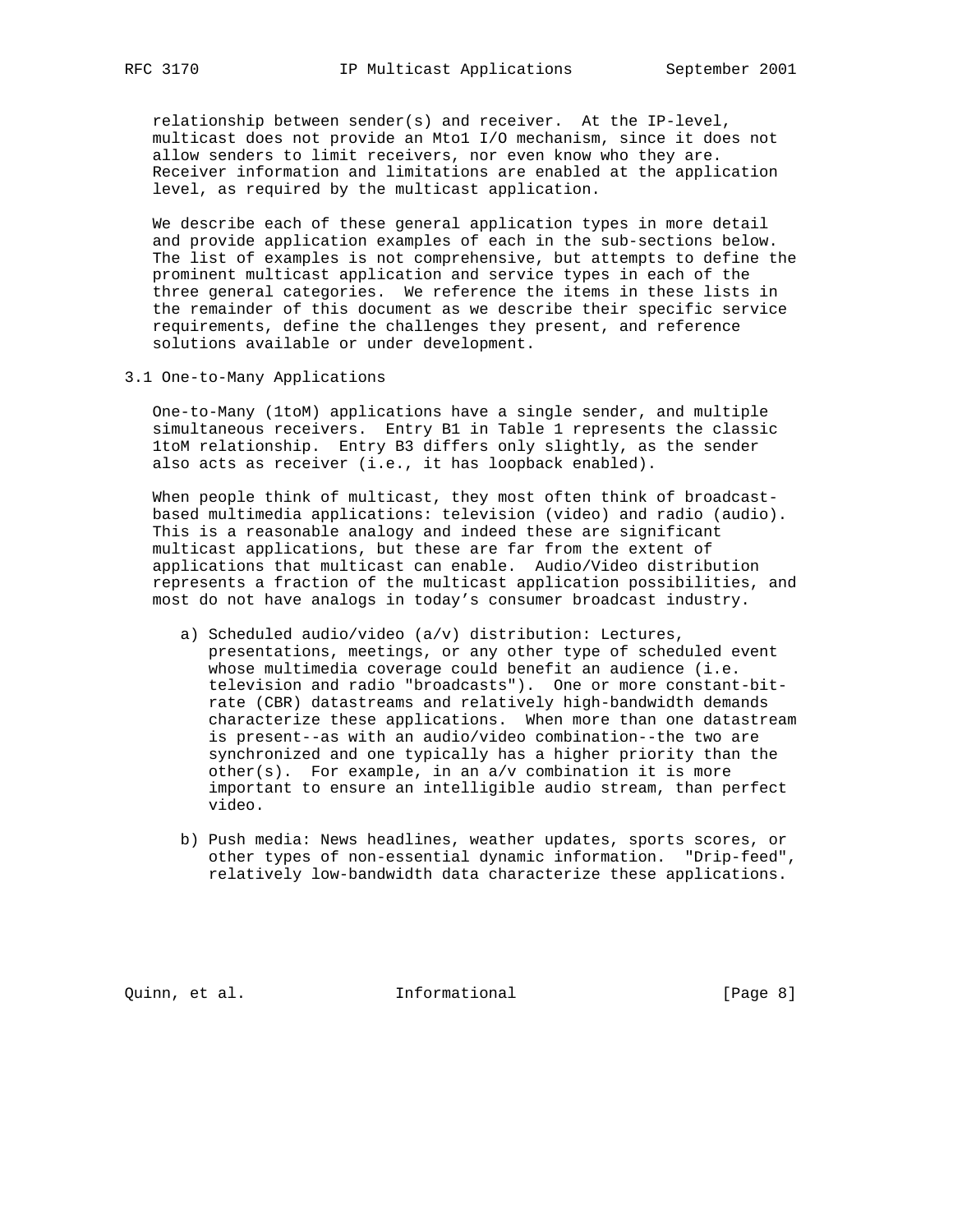relationship between sender(s) and receiver. At the IP-level, multicast does not provide an Mto1 I/O mechanism, since it does not allow senders to limit receivers, nor even know who they are. Receiver information and limitations are enabled at the application level, as required by the multicast application.

We describe each of these general application types in more detail and provide application examples of each in the sub-sections below. The list of examples is not comprehensive, but attempts to define the prominent multicast application and service types in each of the three general categories. We reference the items in these lists in the remainder of this document as we describe their specific service requirements, define the challenges they present, and reference solutions available or under development.

### 3.1 One-to-Many Applications

One-to-Many (1toM) applications have a single sender, and multiple simultaneous receivers. Entry B1 in Table 1 represents the classic 1toM relationship. Entry B3 differs only slightly, as the sender also acts as receiver (i.e., it has loopback enabled).

When people think of multicast, they most often think of broadcast-based multimedia applications: television (video) and radio (audio). This is a reasonable analogy and indeed these are significant multicast applications, but these are far from the extent of applications that multicast can enable. Audio/Video distribution represents a fraction of the multicast application possibilities, and most do not have analogs in today’s consumer broadcast industry.

a) Scheduled audio/video (a/v) distribution: Lectures, presentations, meetings, or any other type of scheduled event whose multimedia coverage could benefit an audience (i.e. television and radio "broadcasts"). One or more constant-bit-rate (CBR) datastreams and relatively high-bandwidth demands characterize these applications. When more than one datastream is present--as with an audio/video combination--the two are synchronized and one typically has a higher priority than the other(s). For example, in an a/v combination it is more important to ensure an intelligible audio stream, than perfect video.

b) Push media: News headlines, weather updates, sports scores, or other types of non-essential dynamic information. "Drip-feed", relatively low-bandwidth data characterize these applications.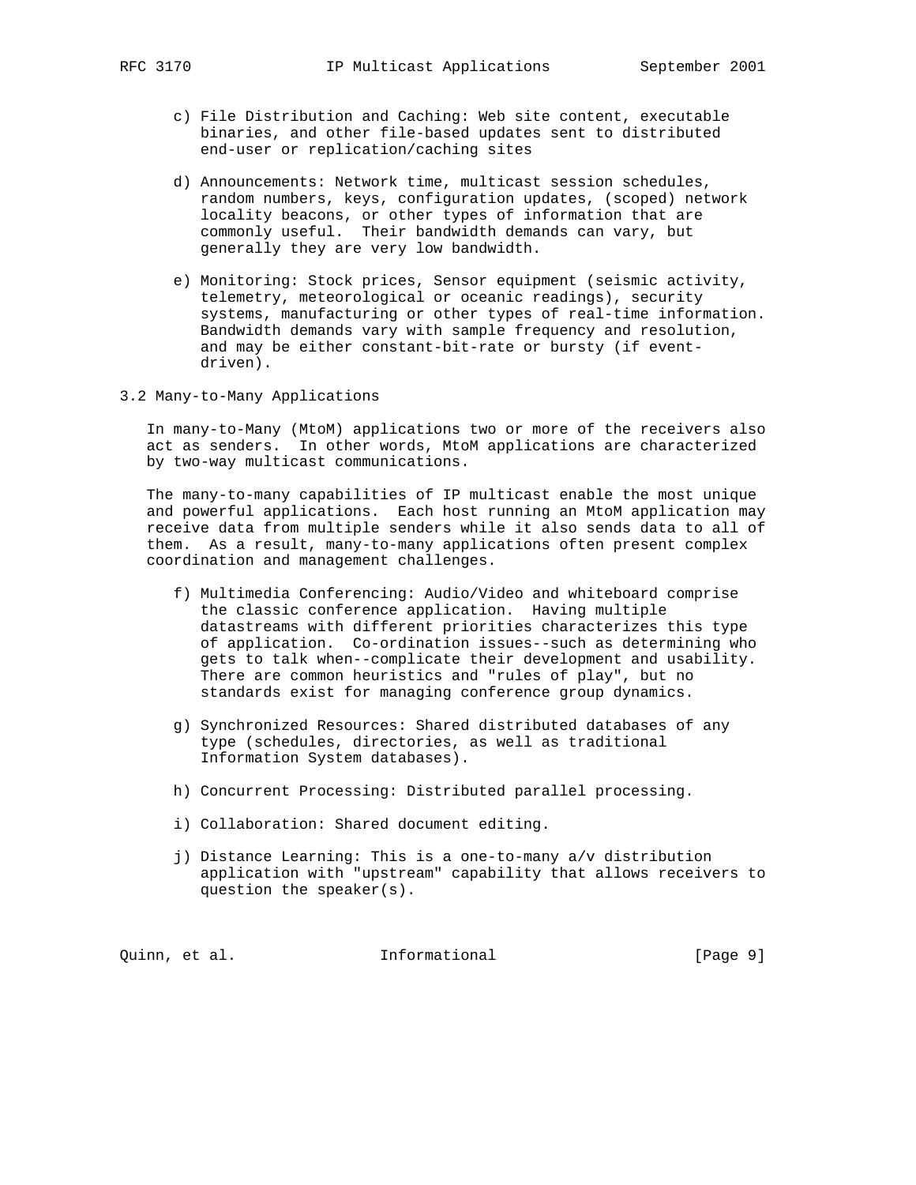c) File Distribution and Caching: Web site content, executable binaries, and other file-based updates sent to distributed end-user or replication/caching sites

d) Announcements: Network time, multicast session schedules, random numbers, keys, configuration updates, (scoped) network locality beacons, or other types of information that are commonly useful. Their bandwidth demands can vary, but generally they are very low bandwidth.

e) Monitoring: Stock prices, Sensor equipment (seismic activity, telemetry, meteorological or oceanic readings), security systems, manufacturing or other types of real-time information. Bandwidth demands vary with sample frequency and resolution, and may be either constant-bit-rate or bursty (if event-driven).

### 3.2 Many-to-Many Applications

In many-to-Many (MtoM) applications two or more of the receivers also act as senders. In other words, MtoM applications are characterized by two-way multicast communications.

The many-to-many capabilities of IP multicast enable the most unique and powerful applications. Each host running an MtoM application may receive data from multiple senders while it also sends data to all of them. As a result, many-to-many applications often present complex coordination and management challenges.

f) Multimedia Conferencing: Audio/Video and whiteboard comprise the classic conference application. Having multiple datastreams with different priorities characterizes this type of application. Co-ordination issues--such as determining who gets to talk when--complicate their development and usability. There are common heuristics and "rules of play", but no standards exist for managing conference group dynamics.

g) Synchronized Resources: Shared distributed databases of any type (schedules, directories, as well as traditional Information System databases).

h) Concurrent Processing: Distributed parallel processing.

i) Collaboration: Shared document editing.

j) Distance Learning: This is a one-to-many a/v distribution application with "upstream" capability that allows receivers to question the speaker(s).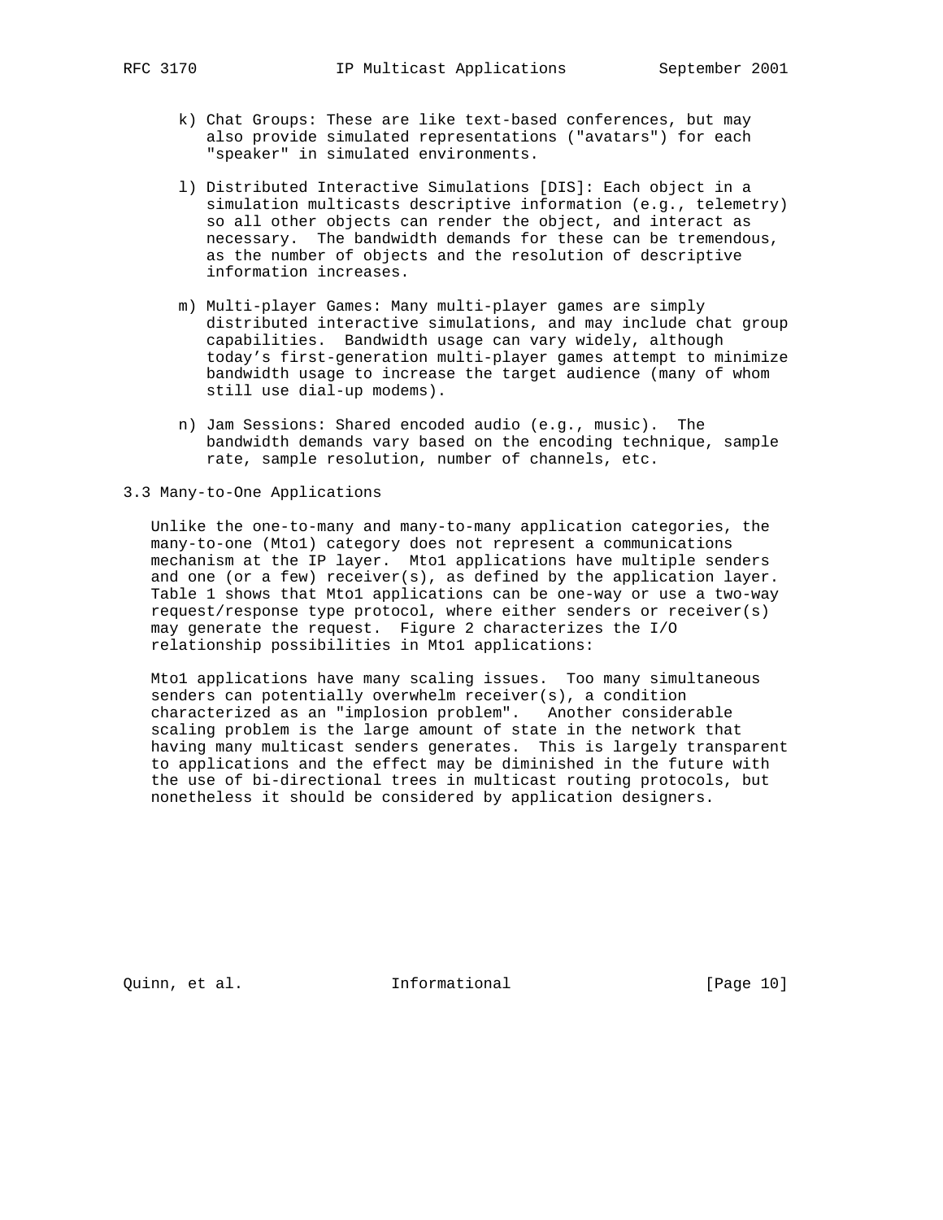k) Chat Groups: These are like text-based conferences, but may also provide simulated representations ("avatars") for each "speaker" in simulated environments.

l) Distributed Interactive Simulations [DIS]: Each object in a simulation multicasts descriptive information (e.g., telemetry) so all other objects can render the object, and interact as necessary. The bandwidth demands for these can be tremendous, as the number of objects and the resolution of descriptive information increases.

m) Multi-player Games: Many multi-player games are simply distributed interactive simulations, and may include chat group capabilities. Bandwidth usage can vary widely, although today's first-generation multi-player games attempt to minimize bandwidth usage to increase the target audience (many of whom still use dial-up modems).

n) Jam Sessions: Shared encoded audio (e.g., music). The bandwidth demands vary based on the encoding technique, sample rate, sample resolution, number of channels, etc.

### 3.3 Many-to-One Applications

Unlike the one-to-many and many-to-many application categories, the many-to-one (Mto1) category does not represent a communications mechanism at the IP layer. Mto1 applications have multiple senders and one (or a few) receiver(s), as defined by the application layer. Table 1 shows that Mto1 applications can be one-way or use a two-way request/response type protocol, where either senders or receiver(s) may generate the request. Figure 2 characterizes the I/O relationship possibilities in Mto1 applications:

Mto1 applications have many scaling issues. Too many simultaneous senders can potentially overwhelm receiver(s), a condition characterized as an "implosion problem". Another considerable scaling problem is the large amount of state in the network that having many multicast senders generates. This is largely transparent to applications and the effect may be diminished in the future with the use of bi-directional trees in multicast routing protocols, but nonetheless it should be considered by application designers.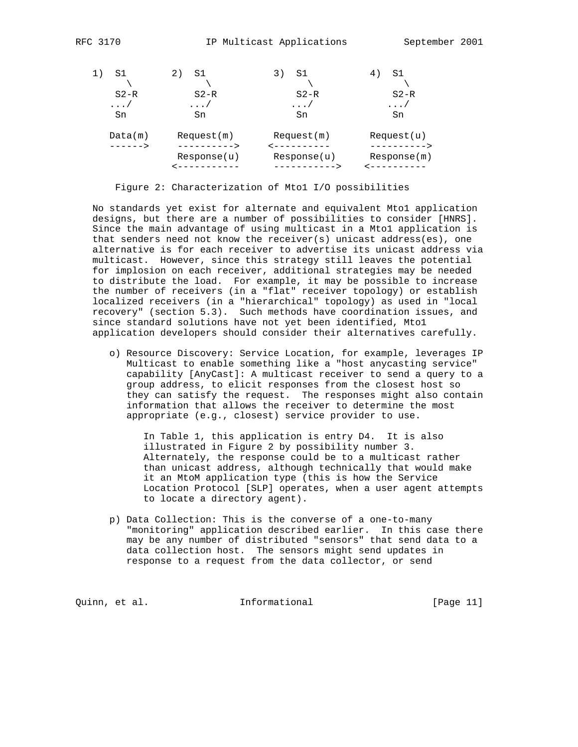```
   1)  S1        2)  S1           3)  S1           4)  S1
        \             \                \                \
       S2-R          S2-R             S2-R             S2-R
      .../          .../             .../             .../
       Sn            Sn               Sn               Sn

      Data(m)     Request(m)       Request(m)       Request(u)
      ------>     ---------->     <----------       ---------->
                  Response(u)      Response(u)      Response(m)
                 <-----------      ----------->    <----------
```

Figure 2: Characterization of Mto1 I/O possibilities

No standards yet exist for alternate and equivalent Mto1 application designs, but there are a number of possibilities to consider [HNRS]. Since the main advantage of using multicast in a Mto1 application is that senders need not know the receiver(s) unicast address(es), one alternative is for each receiver to advertise its unicast address via multicast. However, since this strategy still leaves the potential for implosion on each receiver, additional strategies may be needed to distribute the load. For example, it may be possible to increase the number of receivers (in a "flat" receiver topology) or establish localized receivers (in a "hierarchical" topology) as used in "local recovery" (section 5.3). Such methods have coordination issues, and since standard solutions have not yet been identified, Mto1 application developers should consider their alternatives carefully.

o) Resource Discovery: Service Location, for example, leverages IP Multicast to enable something like a "host anycasting service" capability [AnyCast]: A multicast receiver to send a query to a group address, to elicit responses from the closest host so they can satisfy the request. The responses might also contain information that allows the receiver to determine the most appropriate (e.g., closest) service provider to use.

   In Table 1, this application is entry D4. It is also illustrated in Figure 2 by possibility number 3. Alternately, the response could be to a multicast rather than unicast address, although technically that would make it an MtoM application type (this is how the Service Location Protocol [SLP] operates, when a user agent attempts to locate a directory agent).

p) Data Collection: This is the converse of a one-to-many "monitoring" application described earlier. In this case there may be any number of distributed "sensors" that send data to a data collection host. The sensors might send updates in response to a request from the data collector, or send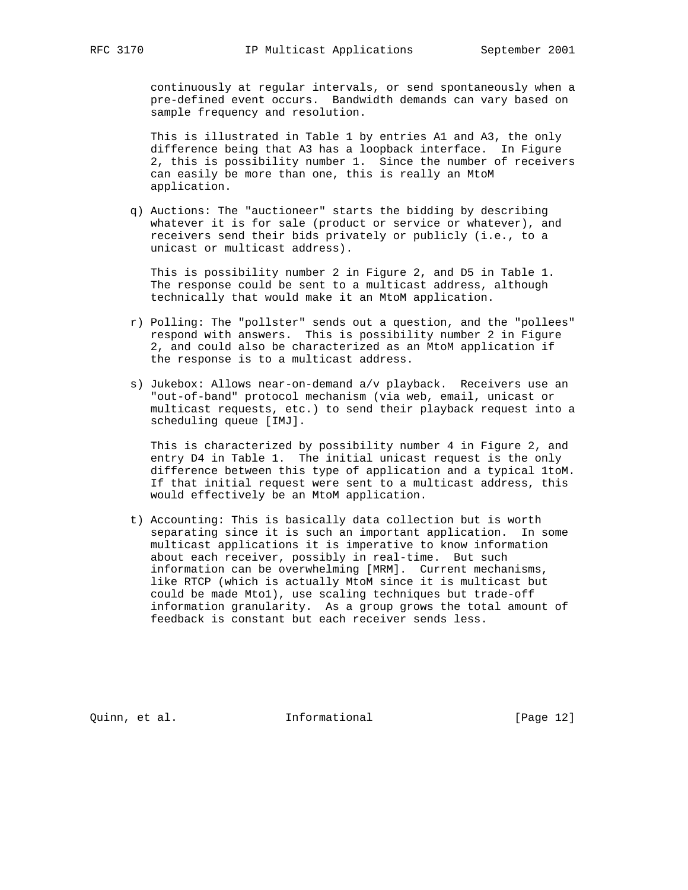continuously at regular intervals, or send spontaneously when a pre-defined event occurs. Bandwidth demands can vary based on sample frequency and resolution.

This is illustrated in Table 1 by entries A1 and A3, the only difference being that A3 has a loopback interface. In Figure 2, this is possibility number 1. Since the number of receivers can easily be more than one, this is really an MtoM application.

q) Auctions: The "auctioneer" starts the bidding by describing whatever it is for sale (product or service or whatever), and receivers send their bids privately or publicly (i.e., to a unicast or multicast address).

   This is possibility number 2 in Figure 2, and D5 in Table 1. The response could be sent to a multicast address, although technically that would make it an MtoM application.

r) Polling: The "pollster" sends out a question, and the "pollees" respond with answers. This is possibility number 2 in Figure 2, and could also be characterized as an MtoM application if the response is to a multicast address.

s) Jukebox: Allows near-on-demand a/v playback. Receivers use an "out-of-band" protocol mechanism (via web, email, unicast or multicast requests, etc.) to send their playback request into a scheduling queue [IMJ].

   This is characterized by possibility number 4 in Figure 2, and entry D4 in Table 1. The initial unicast request is the only difference between this type of application and a typical 1toM. If that initial request were sent to a multicast address, this would effectively be an MtoM application.

t) Accounting: This is basically data collection but is worth separating since it is such an important application. In some multicast applications it is imperative to know information about each receiver, possibly in real-time. But such information can be overwhelming [MRM]. Current mechanisms, like RTCP (which is actually MtoM since it is multicast but could be made Mto1), use scaling techniques but trade-off information granularity. As a group grows the total amount of feedback is constant but each receiver sends less.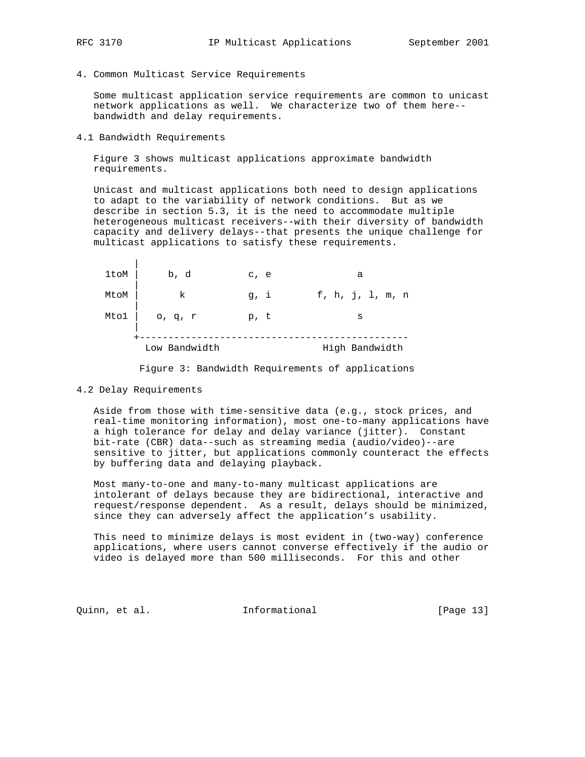## 4. Common Multicast Service Requirements

Some multicast application service requirements are common to unicast network applications as well. We characterize two of them here-- bandwidth and delay requirements.

### 4.1 Bandwidth Requirements

Figure 3 shows multicast applications approximate bandwidth requirements.

Unicast and multicast applications both need to design applications to adapt to the variability of network conditions. But as we describe in section 5.3, it is the need to accommodate multiple heterogeneous multicast receivers--with their diversity of bandwidth capacity and delivery delays--that presents the unique challenge for multicast applications to satisfy these requirements.

```
      |
 1toM |     b, d          c, e              a
      |
 MtoM |       k           g, i        f, h, j, l, m, n
      |
 Mto1 |   o, q, r         p, t              s
      |
      +-----------------------------------------------
        Low Bandwidth                  High Bandwidth
```

Figure 3: Bandwidth Requirements of applications

### 4.2 Delay Requirements

Aside from those with time-sensitive data (e.g., stock prices, and real-time monitoring information), most one-to-many applications have a high tolerance for delay and delay variance (jitter). Constant bit-rate (CBR) data--such as streaming media (audio/video)--are sensitive to jitter, but applications commonly counteract the effects by buffering data and delaying playback.

Most many-to-one and many-to-many multicast applications are intolerant of delays because they are bidirectional, interactive and request/response dependent. As a result, delays should be minimized, since they can adversely affect the application's usability.

This need to minimize delays is most evident in (two-way) conference applications, where users cannot converse effectively if the audio or video is delayed more than 500 milliseconds. For this and other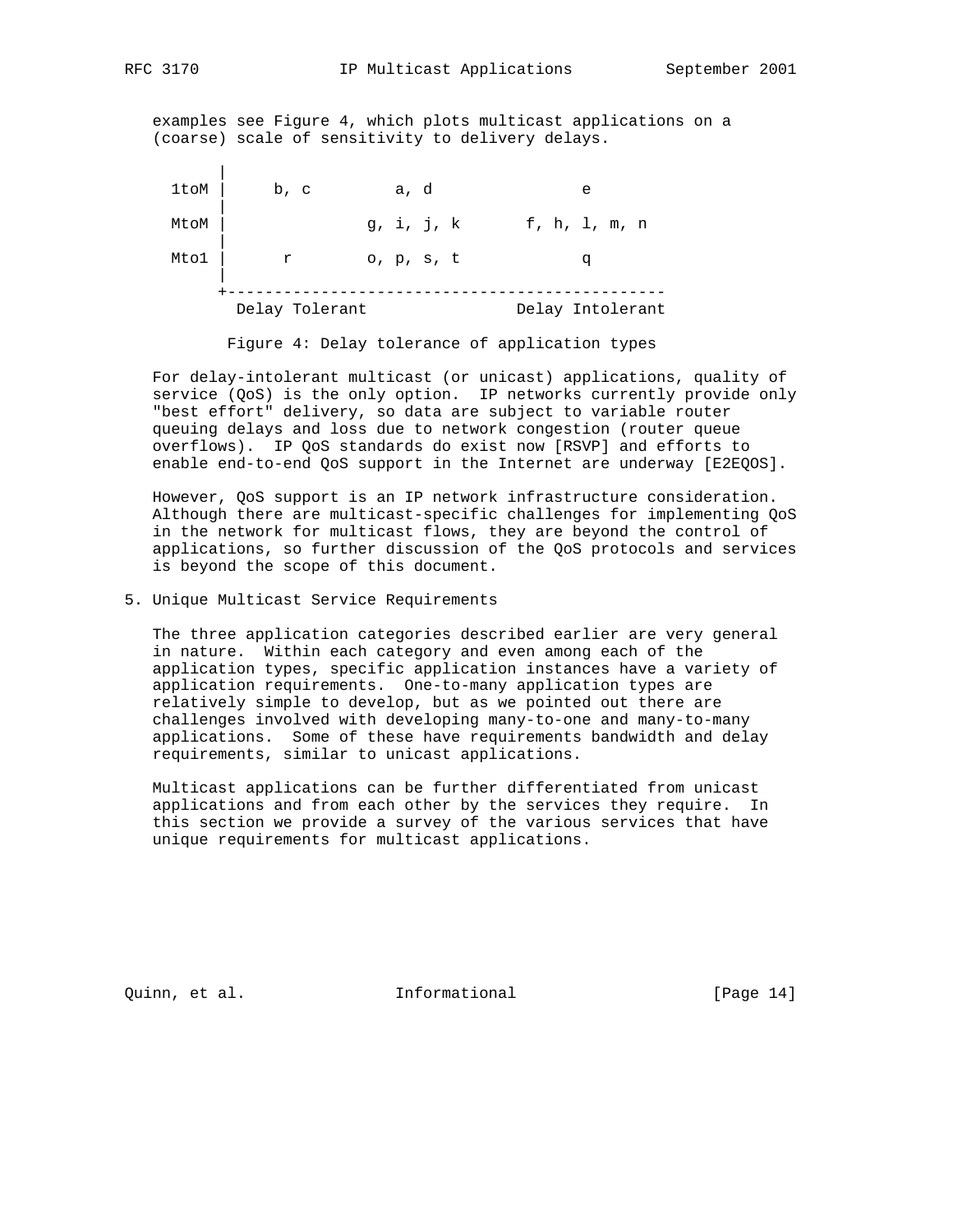examples see Figure 4, which plots multicast applications on a (coarse) scale of sensitivity to delivery delays.

```
         |
   1toM  |     b, c         a, d               e
         |
   MtoM  |              g, i, j, k       f, h, l, m, n
         |
   Mto1  |      r       o, p, s, t             q
         |
         +-----------------------------------------------
           Delay Tolerant                Delay Intolerant
```

Figure 4: Delay tolerance of application types

For delay-intolerant multicast (or unicast) applications, quality of service (QoS) is the only option. IP networks currently provide only "best effort" delivery, so data are subject to variable router queuing delays and loss due to network congestion (router queue overflows). IP QoS standards do exist now [RSVP] and efforts to enable end-to-end QoS support in the Internet are underway [E2EQOS].

However, QoS support is an IP network infrastructure consideration. Although there are multicast-specific challenges for implementing QoS in the network for multicast flows, they are beyond the control of applications, so further discussion of the QoS protocols and services is beyond the scope of this document.

## 5. Unique Multicast Service Requirements

The three application categories described earlier are very general in nature. Within each category and even among each of the application types, specific application instances have a variety of application requirements. One-to-many application types are relatively simple to develop, but as we pointed out there are challenges involved with developing many-to-one and many-to-many applications. Some of these have requirements bandwidth and delay requirements, similar to unicast applications.

Multicast applications can be further differentiated from unicast applications and from each other by the services they require. In this section we provide a survey of the various services that have unique requirements for multicast applications.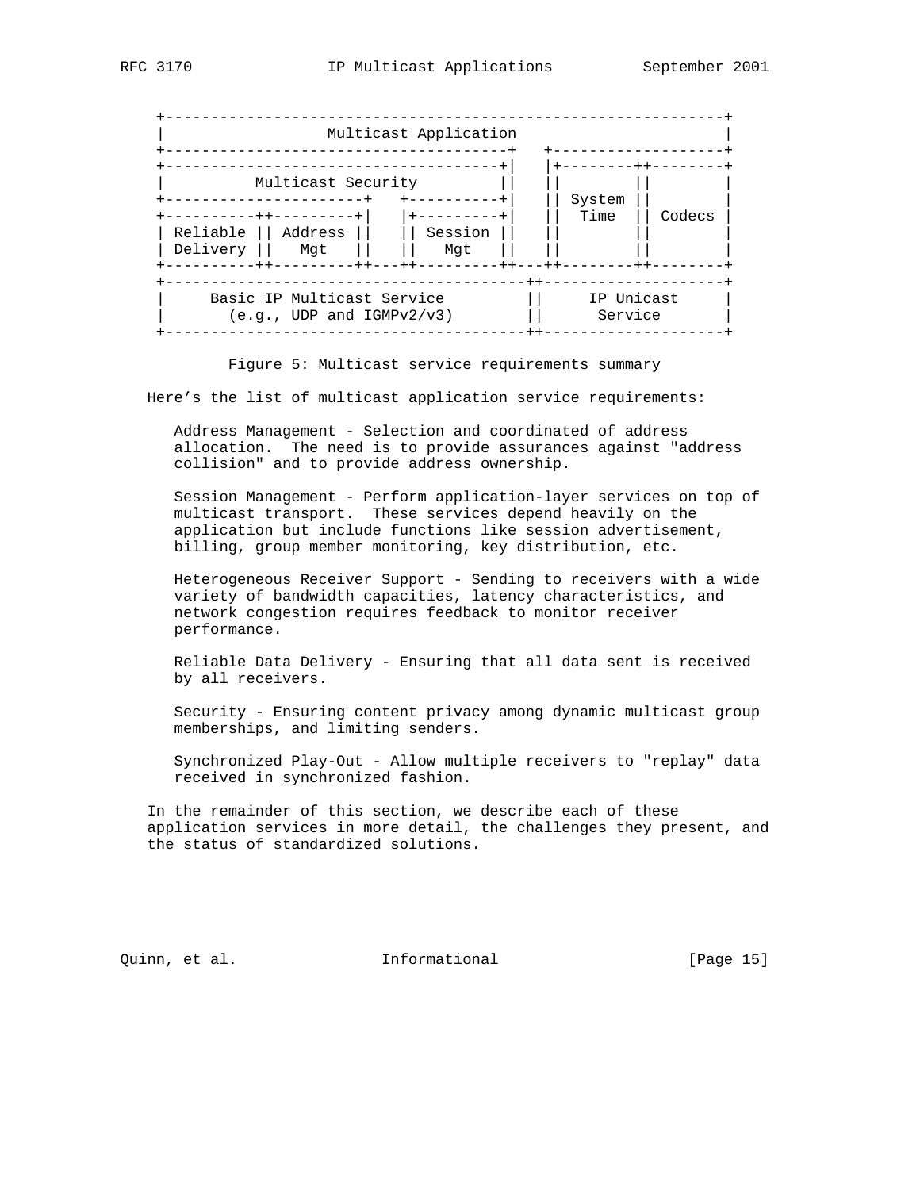```
+--------------------------------------------------------------+
|                   Multicast Application                       |
+---------------------------------------+   +-------------------+
+-------------------------------------+|   |+--------++--------+
|          Multicast Security         ||   ||        ||        |
+----------------------+   +----------+|   || System ||        |
+----------++---------+|   |+---------+|   ||  Time  || Codecs |
| Reliable || Address ||   || Session ||   ||        ||        |
| Delivery ||   Mgt   ||   ||   Mgt   ||   ||        ||        |
+----------++---------++---++---------++---++--------++--------+
+----------------------------------------++--------------------+
|     Basic IP Multicast Service         ||     IP Unicast     |
|       (e.g., UDP and IGMPv2/v3)        ||      Service       |
+----------------------------------------++--------------------+
```

Figure 5: Multicast service requirements summary

Here's the list of multicast application service requirements:

Address Management - Selection and coordinated of address allocation. The need is to provide assurances against "address collision" and to provide address ownership.

Session Management - Perform application-layer services on top of multicast transport. These services depend heavily on the application but include functions like session advertisement, billing, group member monitoring, key distribution, etc.

Heterogeneous Receiver Support - Sending to receivers with a wide variety of bandwidth capacities, latency characteristics, and network congestion requires feedback to monitor receiver performance.

Reliable Data Delivery - Ensuring that all data sent is received by all receivers.

Security - Ensuring content privacy among dynamic multicast group memberships, and limiting senders.

Synchronized Play-Out - Allow multiple receivers to "replay" data received in synchronized fashion.

In the remainder of this section, we describe each of these application services in more detail, the challenges they present, and the status of standardized solutions.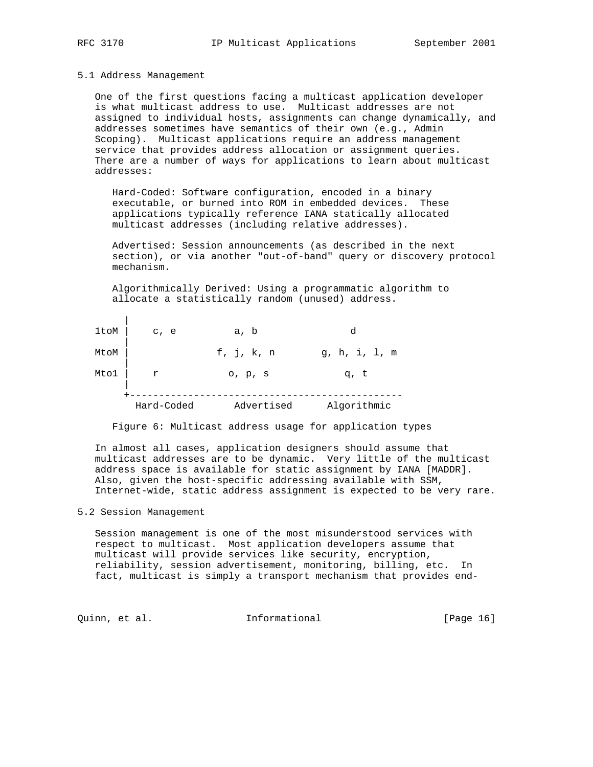## 5.1 Address Management

One of the first questions facing a multicast application developer is what multicast address to use. Multicast addresses are not assigned to individual hosts, assignments can change dynamically, and addresses sometimes have semantics of their own (e.g., Admin Scoping). Multicast applications require an address management service that provides address allocation or assignment queries. There are a number of ways for applications to learn about multicast addresses:

Hard-Coded: Software configuration, encoded in a binary executable, or burned into ROM in embedded devices. These applications typically reference IANA statically allocated multicast addresses (including relative addresses).

Advertised: Session announcements (as described in the next section), or via another "out-of-band" query or discovery protocol mechanism.

Algorithmically Derived: Using a programmatic algorithm to allocate a statistically random (unused) address.

```
      |
 1toM |    c, e          a, b               d
      |
 MtoM |              f, j, k, n        g, h, i, l, m
      |
 Mto1 |    r           o, p, s            q, t
      |
      +-----------------------------------------------
        Hard-Coded       Advertised      Algorithmic
```

Figure 6: Multicast address usage for application types

In almost all cases, application designers should assume that multicast addresses are to be dynamic. Very little of the multicast address space is available for static assignment by IANA [MADDR]. Also, given the host-specific addressing available with SSM, Internet-wide, static address assignment is expected to be very rare.

## 5.2 Session Management

Session management is one of the most misunderstood services with respect to multicast. Most application developers assume that multicast will provide services like security, encryption, reliability, session advertisement, monitoring, billing, etc. In fact, multicast is simply a transport mechanism that provides end-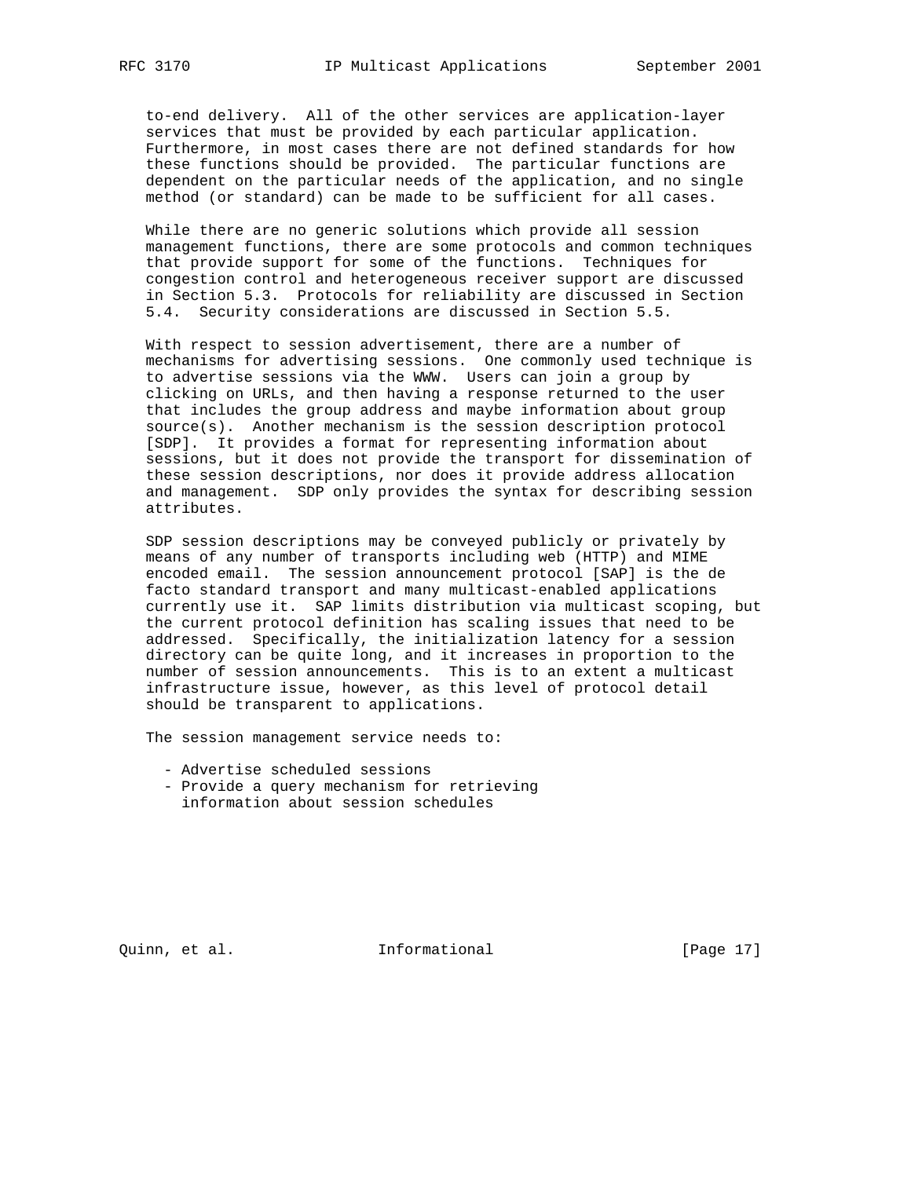to-end delivery. All of the other services are application-layer services that must be provided by each particular application. Furthermore, in most cases there are not defined standards for how these functions should be provided. The particular functions are dependent on the particular needs of the application, and no single method (or standard) can be made to be sufficient for all cases.

While there are no generic solutions which provide all session management functions, there are some protocols and common techniques that provide support for some of the functions. Techniques for congestion control and heterogeneous receiver support are discussed in Section 5.3. Protocols for reliability are discussed in Section 5.4. Security considerations are discussed in Section 5.5.

With respect to session advertisement, there are a number of mechanisms for advertising sessions. One commonly used technique is to advertise sessions via the WWW. Users can join a group by clicking on URLs, and then having a response returned to the user that includes the group address and maybe information about group source(s). Another mechanism is the session description protocol [SDP]. It provides a format for representing information about sessions, but it does not provide the transport for dissemination of these session descriptions, nor does it provide address allocation and management. SDP only provides the syntax for describing session attributes.

SDP session descriptions may be conveyed publicly or privately by means of any number of transports including web (HTTP) and MIME encoded email. The session announcement protocol [SAP] is the de facto standard transport and many multicast-enabled applications currently use it. SAP limits distribution via multicast scoping, but the current protocol definition has scaling issues that need to be addressed. Specifically, the initialization latency for a session directory can be quite long, and it increases in proportion to the number of session announcements. This is to an extent a multicast infrastructure issue, however, as this level of protocol detail should be transparent to applications.

The session management service needs to:

- Advertise scheduled sessions
- Provide a query mechanism for retrieving information about session schedules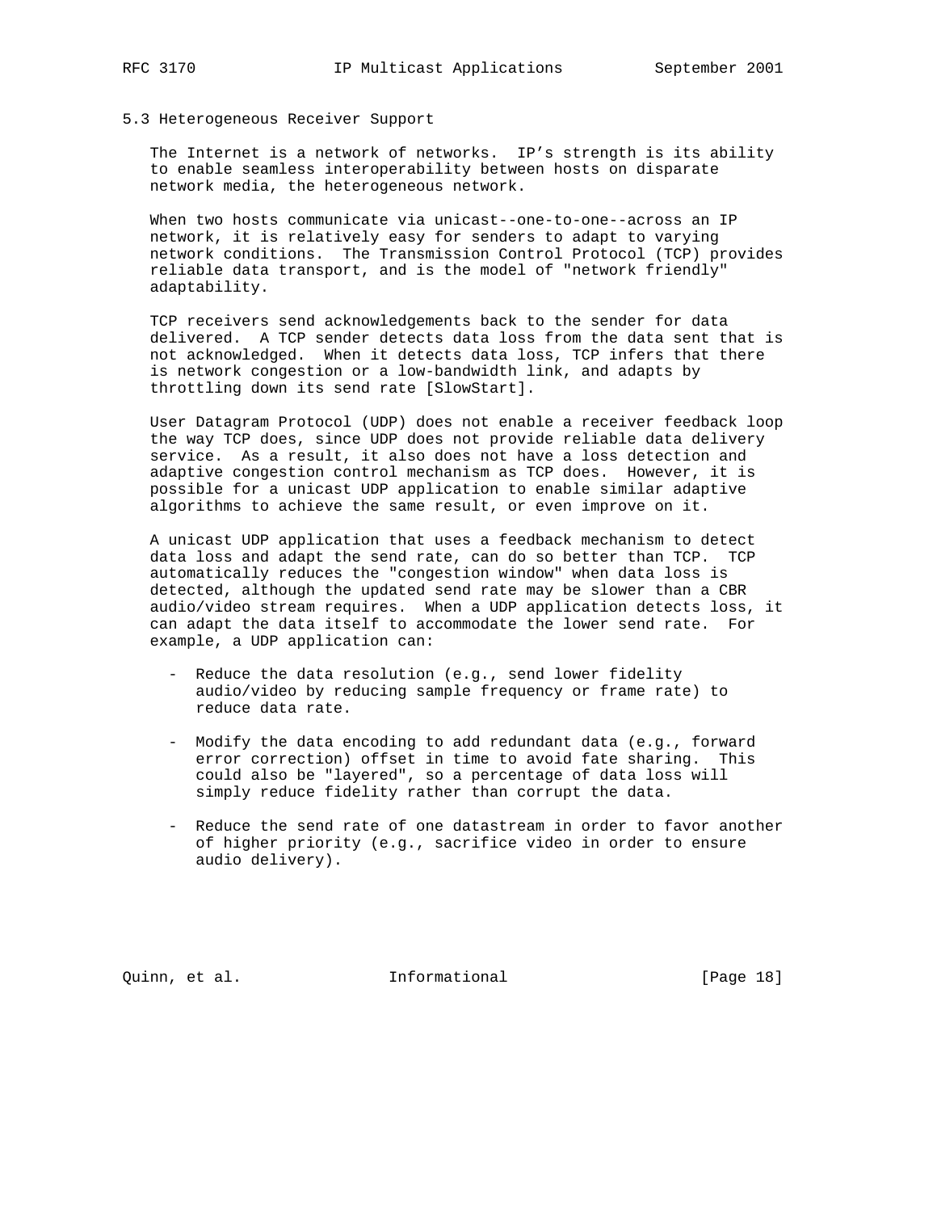### 5.3 Heterogeneous Receiver Support

The Internet is a network of networks. IP's strength is its ability to enable seamless interoperability between hosts on disparate network media, the heterogeneous network.

When two hosts communicate via unicast--one-to-one--across an IP network, it is relatively easy for senders to adapt to varying network conditions. The Transmission Control Protocol (TCP) provides reliable data transport, and is the model of "network friendly" adaptability.

TCP receivers send acknowledgements back to the sender for data delivered. A TCP sender detects data loss from the data sent that is not acknowledged. When it detects data loss, TCP infers that there is network congestion or a low-bandwidth link, and adapts by throttling down its send rate [SlowStart].

User Datagram Protocol (UDP) does not enable a receiver feedback loop the way TCP does, since UDP does not provide reliable data delivery service. As a result, it also does not have a loss detection and adaptive congestion control mechanism as TCP does. However, it is possible for a unicast UDP application to enable similar adaptive algorithms to achieve the same result, or even improve on it.

A unicast UDP application that uses a feedback mechanism to detect data loss and adapt the send rate, can do so better than TCP. TCP automatically reduces the "congestion window" when data loss is detected, although the updated send rate may be slower than a CBR audio/video stream requires. When a UDP application detects loss, it can adapt the data itself to accommodate the lower send rate. For example, a UDP application can:

- Reduce the data resolution (e.g., send lower fidelity audio/video by reducing sample frequency or frame rate) to reduce data rate.

- Modify the data encoding to add redundant data (e.g., forward error correction) offset in time to avoid fate sharing. This could also be "layered", so a percentage of data loss will simply reduce fidelity rather than corrupt the data.

- Reduce the send rate of one datastream in order to favor another of higher priority (e.g., sacrifice video in order to ensure audio delivery).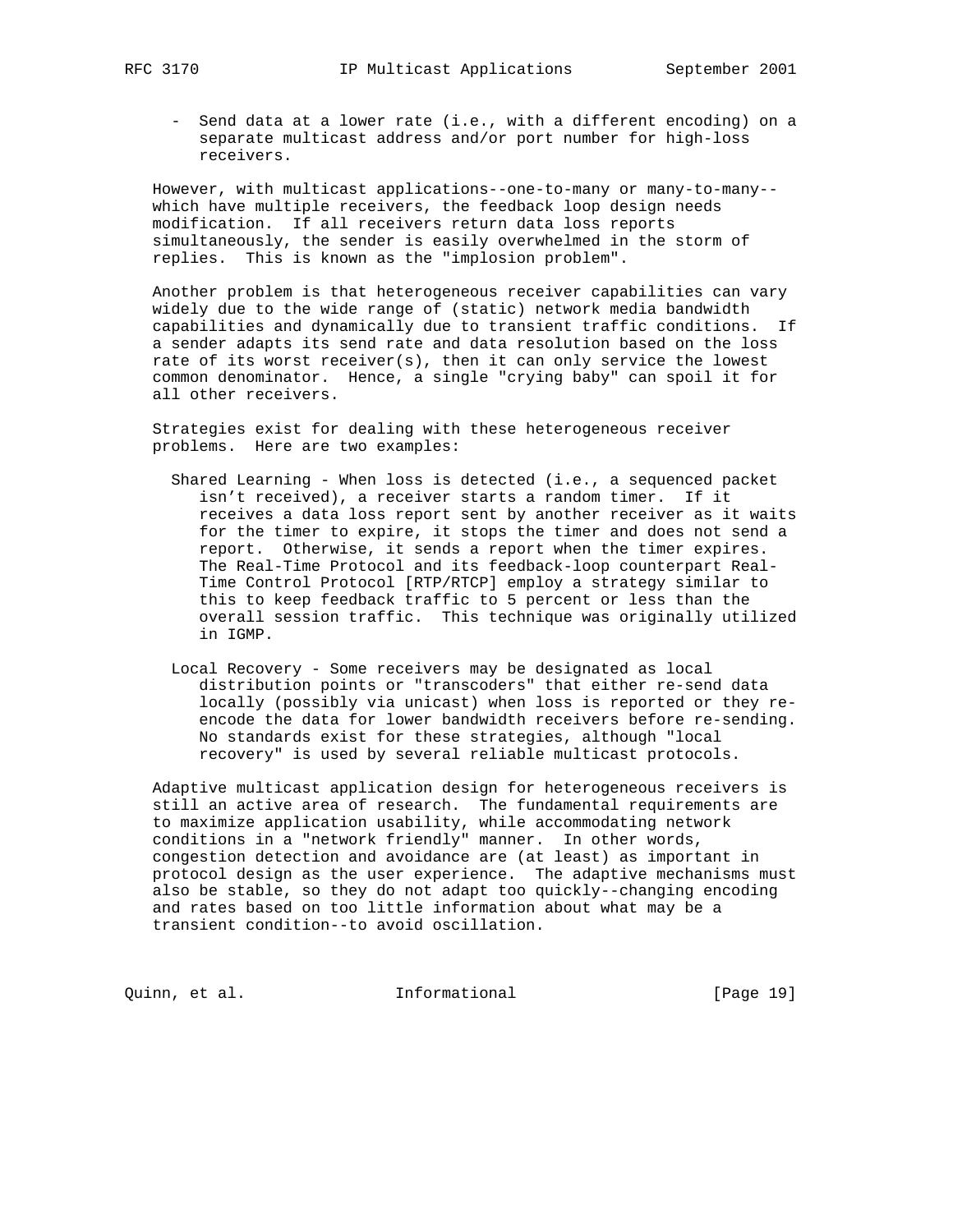- Send data at a lower rate (i.e., with a different encoding) on a separate multicast address and/or port number for high-loss receivers.

However, with multicast applications--one-to-many or many-to-many--which have multiple receivers, the feedback loop design needs modification. If all receivers return data loss reports simultaneously, the sender is easily overwhelmed in the storm of replies. This is known as the "implosion problem".

Another problem is that heterogeneous receiver capabilities can vary widely due to the wide range of (static) network media bandwidth capabilities and dynamically due to transient traffic conditions. If a sender adapts its send rate and data resolution based on the loss rate of its worst receiver(s), then it can only service the lowest common denominator. Hence, a single "crying baby" can spoil it for all other receivers.

Strategies exist for dealing with these heterogeneous receiver problems. Here are two examples:

Shared Learning - When loss is detected (i.e., a sequenced packet isn't received), a receiver starts a random timer. If it receives a data loss report sent by another receiver as it waits for the timer to expire, it stops the timer and does not send a report. Otherwise, it sends a report when the timer expires. The Real-Time Protocol and its feedback-loop counterpart Real-Time Control Protocol [RTP/RTCP] employ a strategy similar to this to keep feedback traffic to 5 percent or less than the overall session traffic. This technique was originally utilized in IGMP.

Local Recovery - Some receivers may be designated as local distribution points or "transcoders" that either re-send data locally (possibly via unicast) when loss is reported or they re-encode the data for lower bandwidth receivers before re-sending. No standards exist for these strategies, although "local recovery" is used by several reliable multicast protocols.

Adaptive multicast application design for heterogeneous receivers is still an active area of research. The fundamental requirements are to maximize application usability, while accommodating network conditions in a "network friendly" manner. In other words, congestion detection and avoidance are (at least) as important in protocol design as the user experience. The adaptive mechanisms must also be stable, so they do not adapt too quickly--changing encoding and rates based on too little information about what may be a transient condition--to avoid oscillation.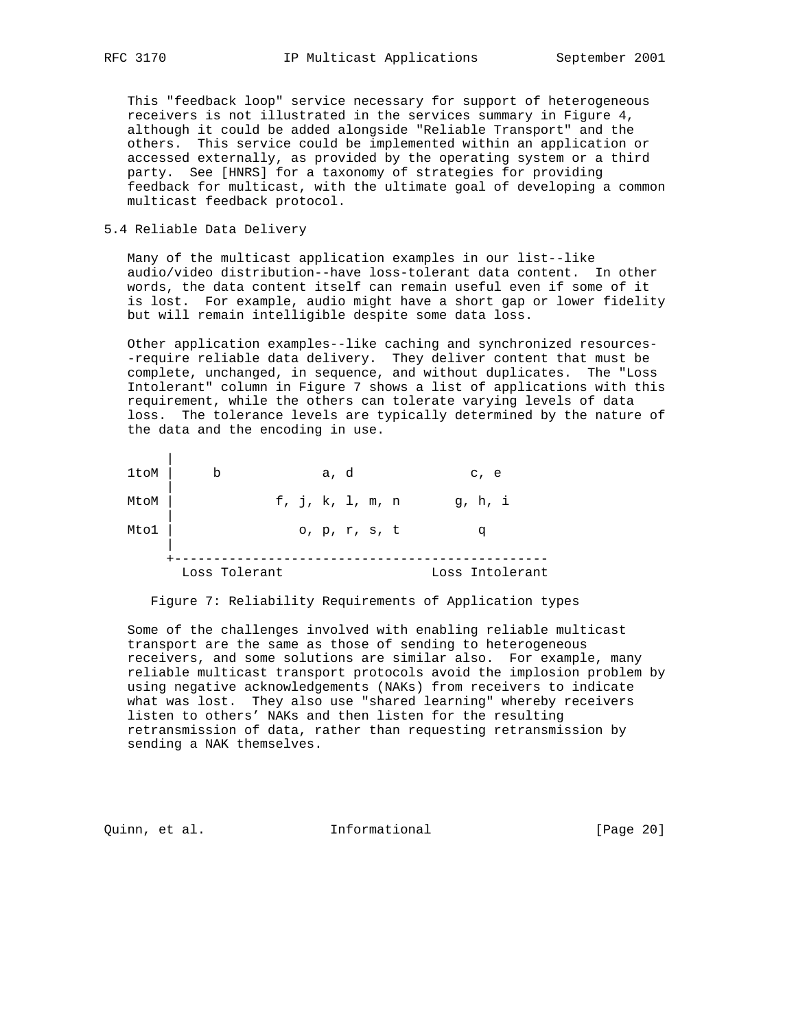This "feedback loop" service necessary for support of heterogeneous receivers is not illustrated in the services summary in Figure 4, although it could be added alongside "Reliable Transport" and the others. This service could be implemented within an application or accessed externally, as provided by the operating system or a third party. See [HNRS] for a taxonomy of strategies for providing feedback for multicast, with the ultimate goal of developing a common multicast feedback protocol.

## 5.4 Reliable Data Delivery

Many of the multicast application examples in our list--like audio/video distribution--have loss-tolerant data content. In other words, the data content itself can remain useful even if some of it is lost. For example, audio might have a short gap or lower fidelity but will remain intelligible despite some data loss.

Other application examples--like caching and synchronized resources--require reliable data delivery. They deliver content that must be complete, unchanged, in sequence, and without duplicates. The "Loss Intolerant" column in Figure 7 shows a list of applications with this requirement, while the others can tolerate varying levels of data loss. The tolerance levels are typically determined by the nature of the data and the encoding in use.

```
     |
1toM |     b            a, d              c, e
     |
MtoM |           f, j, k, l, m, n       g, h, i
     |
Mto1 |              o, p, r, s, t          q
     |
     +------------------------------------------------
       Loss Tolerant                  Loss Intolerant
```

Figure 7: Reliability Requirements of Application types

Some of the challenges involved with enabling reliable multicast transport are the same as those of sending to heterogeneous receivers, and some solutions are similar also. For example, many reliable multicast transport protocols avoid the implosion problem by using negative acknowledgements (NAKs) from receivers to indicate what was lost. They also use "shared learning" whereby receivers listen to others' NAKs and then listen for the resulting retransmission of data, rather than requesting retransmission by sending a NAK themselves.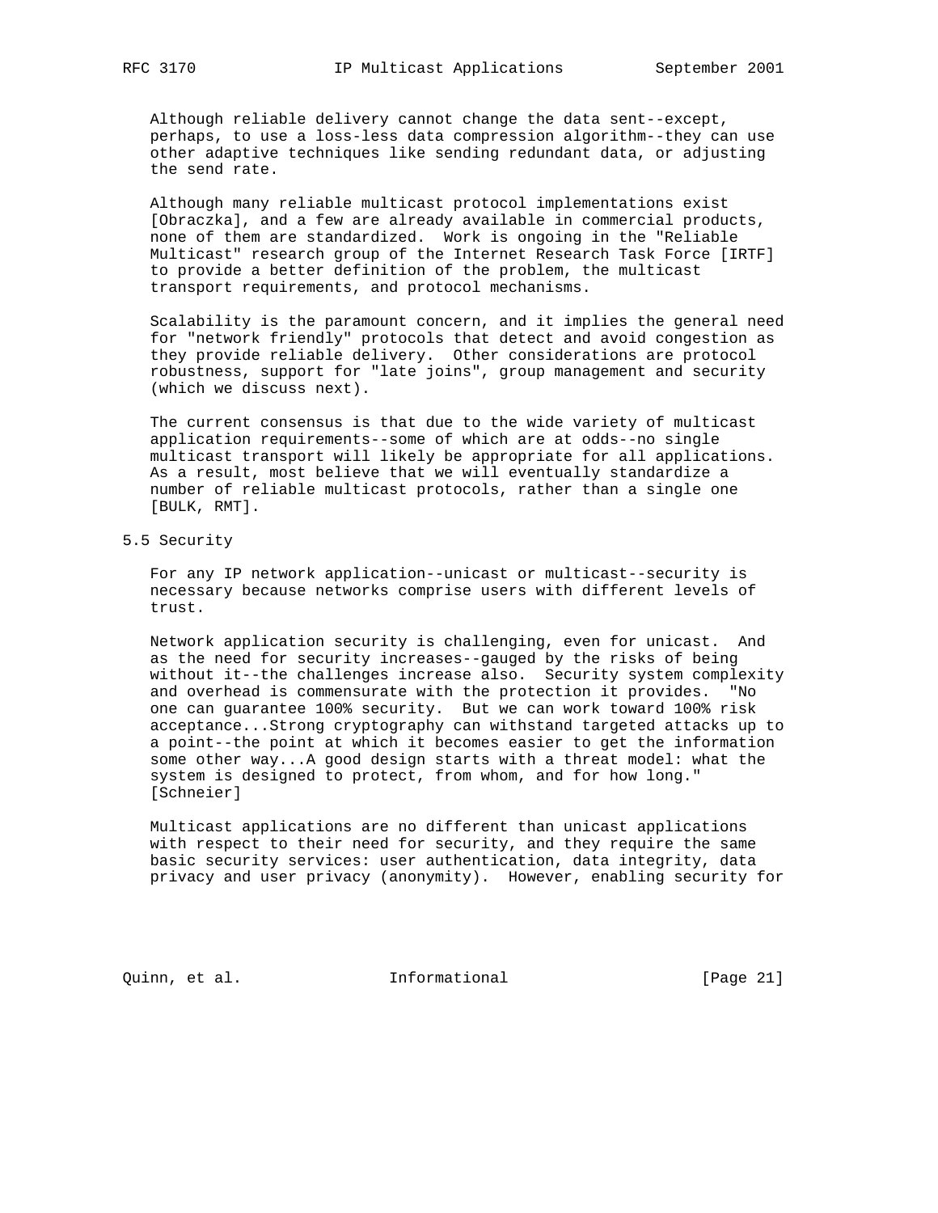Although reliable delivery cannot change the data sent--except, perhaps, to use a loss-less data compression algorithm--they can use other adaptive techniques like sending redundant data, or adjusting the send rate.

Although many reliable multicast protocol implementations exist [Obraczka], and a few are already available in commercial products, none of them are standardized. Work is ongoing in the "Reliable Multicast" research group of the Internet Research Task Force [IRTF] to provide a better definition of the problem, the multicast transport requirements, and protocol mechanisms.

Scalability is the paramount concern, and it implies the general need for "network friendly" protocols that detect and avoid congestion as they provide reliable delivery. Other considerations are protocol robustness, support for "late joins", group management and security (which we discuss next).

The current consensus is that due to the wide variety of multicast application requirements--some of which are at odds--no single multicast transport will likely be appropriate for all applications. As a result, most believe that we will eventually standardize a number of reliable multicast protocols, rather than a single one [BULK, RMT].

## 5.5 Security

For any IP network application--unicast or multicast--security is necessary because networks comprise users with different levels of trust.

Network application security is challenging, even for unicast. And as the need for security increases--gauged by the risks of being without it--the challenges increase also. Security system complexity and overhead is commensurate with the protection it provides. "No one can guarantee 100% security. But we can work toward 100% risk acceptance...Strong cryptography can withstand targeted attacks up to a point--the point at which it becomes easier to get the information some other way...A good design starts with a threat model: what the system is designed to protect, from whom, and for how long." [Schneier]

Multicast applications are no different than unicast applications with respect to their need for security, and they require the same basic security services: user authentication, data integrity, data privacy and user privacy (anonymity). However, enabling security for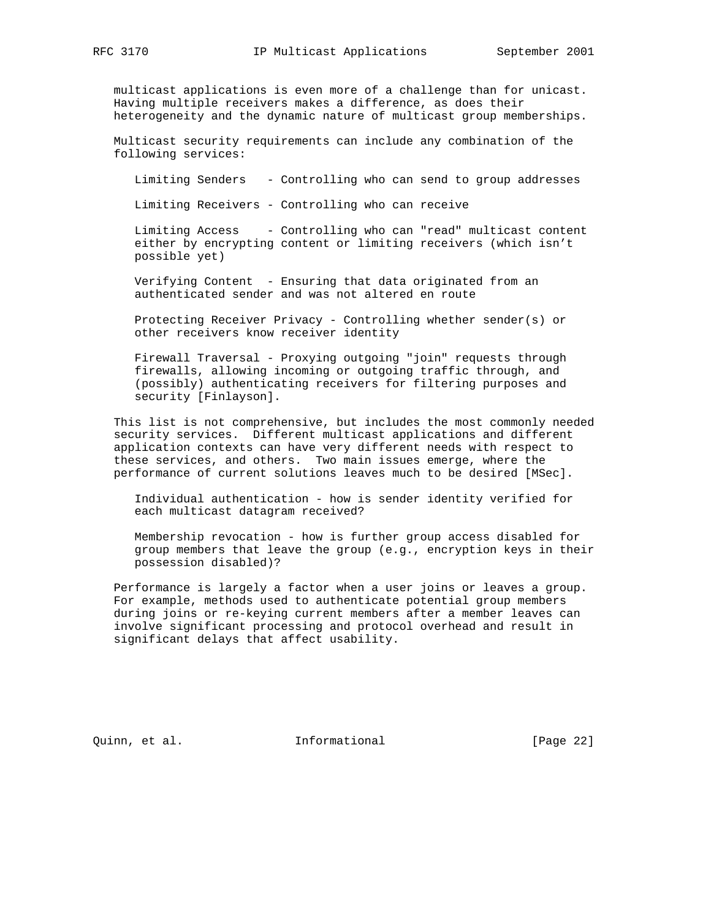multicast applications is even more of a challenge than for unicast. Having multiple receivers makes a difference, as does their heterogeneity and the dynamic nature of multicast group memberships.

Multicast security requirements can include any combination of the following services:

- Limiting Senders - Controlling who can send to group addresses
- Limiting Receivers - Controlling who can receive
- Limiting Access - Controlling who can "read" multicast content either by encrypting content or limiting receivers (which isn't possible yet)
- Verifying Content - Ensuring that data originated from an authenticated sender and was not altered en route
- Protecting Receiver Privacy - Controlling whether sender(s) or other receivers know receiver identity
- Firewall Traversal - Proxying outgoing "join" requests through firewalls, allowing incoming or outgoing traffic through, and (possibly) authenticating receivers for filtering purposes and security [Finlayson].

This list is not comprehensive, but includes the most commonly needed security services. Different multicast applications and different application contexts can have very different needs with respect to these services, and others. Two main issues emerge, where the performance of current solutions leaves much to be desired [MSec].

- Individual authentication - how is sender identity verified for each multicast datagram received?
- Membership revocation - how is further group access disabled for group members that leave the group (e.g., encryption keys in their possession disabled)?

Performance is largely a factor when a user joins or leaves a group. For example, methods used to authenticate potential group members during joins or re-keying current members after a member leaves can involve significant processing and protocol overhead and result in significant delays that affect usability.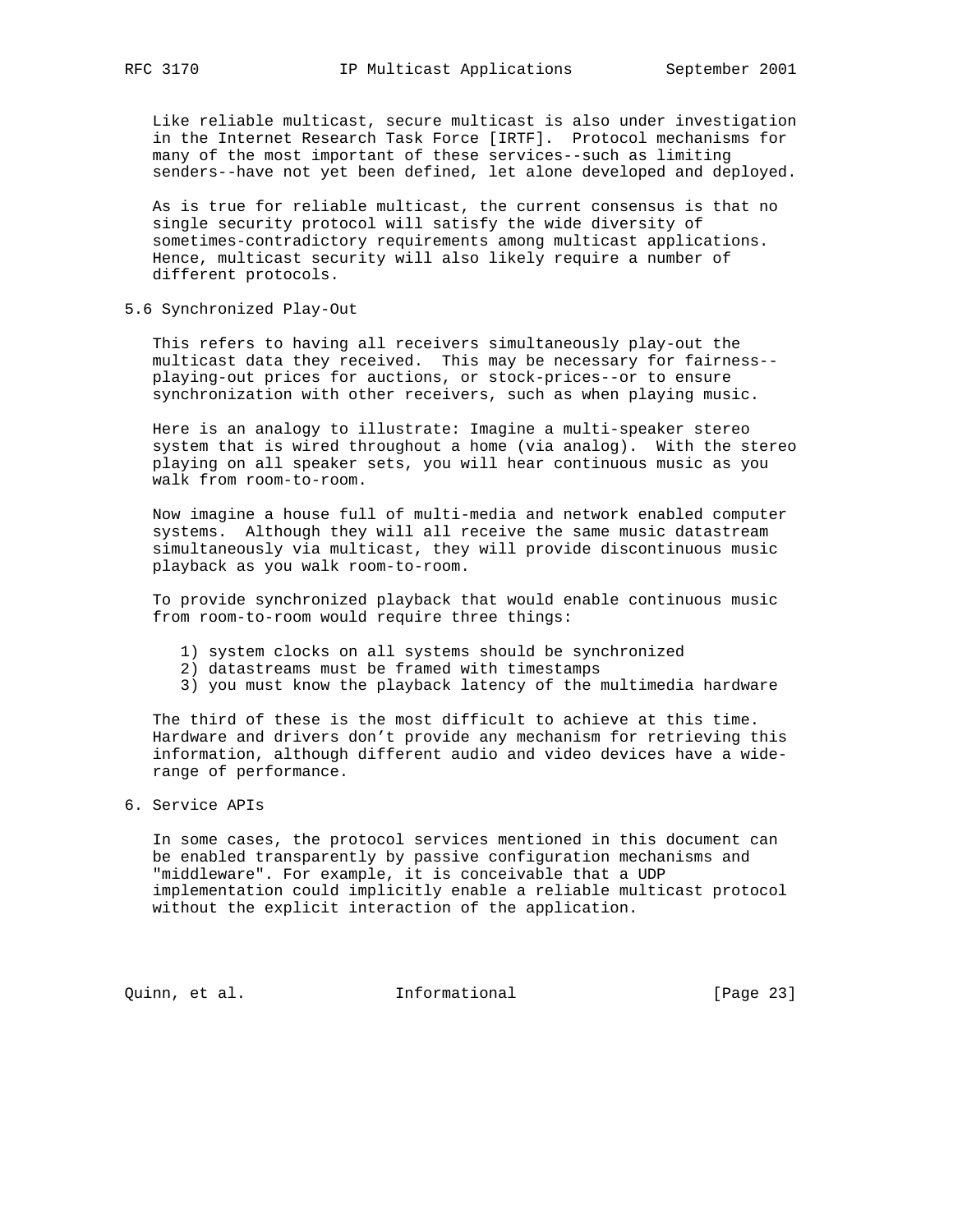Like reliable multicast, secure multicast is also under investigation in the Internet Research Task Force [IRTF]. Protocol mechanisms for many of the most important of these services--such as limiting senders--have not yet been defined, let alone developed and deployed.

As is true for reliable multicast, the current consensus is that no single security protocol will satisfy the wide diversity of sometimes-contradictory requirements among multicast applications. Hence, multicast security will also likely require a number of different protocols.

### 5.6 Synchronized Play-Out

This refers to having all receivers simultaneously play-out the multicast data they received. This may be necessary for fairness--playing-out prices for auctions, or stock-prices--or to ensure synchronization with other receivers, such as when playing music.

Here is an analogy to illustrate: Imagine a multi-speaker stereo system that is wired throughout a home (via analog). With the stereo playing on all speaker sets, you will hear continuous music as you walk from room-to-room.

Now imagine a house full of multi-media and network enabled computer systems. Although they will all receive the same music datastream simultaneously via multicast, they will provide discontinuous music playback as you walk room-to-room.

To provide synchronized playback that would enable continuous music from room-to-room would require three things:

1) system clocks on all systems should be synchronized
2) datastreams must be framed with timestamps
3) you must know the playback latency of the multimedia hardware

The third of these is the most difficult to achieve at this time. Hardware and drivers don't provide any mechanism for retrieving this information, although different audio and video devices have a wide-range of performance.

## 6. Service APIs

In some cases, the protocol services mentioned in this document can be enabled transparently by passive configuration mechanisms and "middleware". For example, it is conceivable that a UDP implementation could implicitly enable a reliable multicast protocol without the explicit interaction of the application.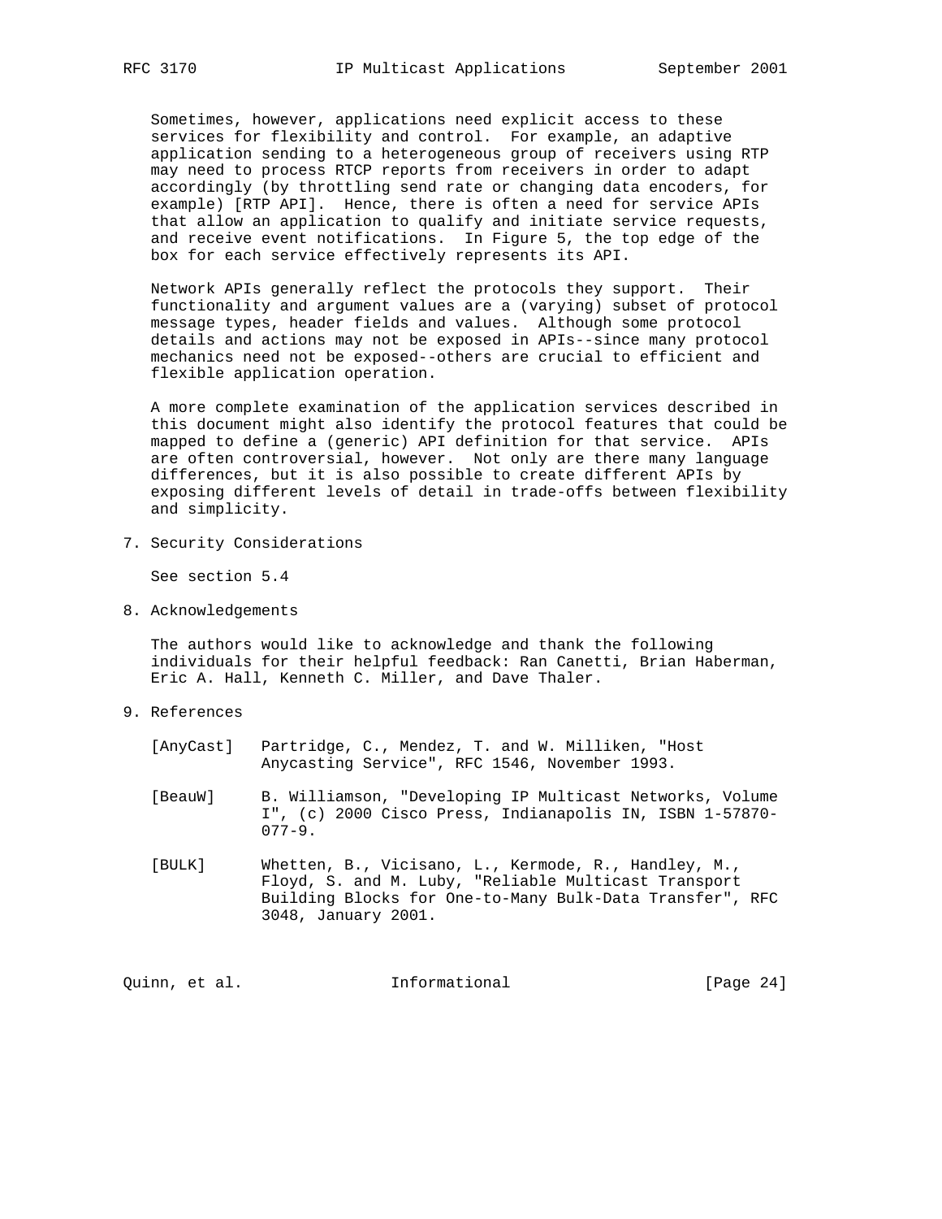Sometimes, however, applications need explicit access to these services for flexibility and control. For example, an adaptive application sending to a heterogeneous group of receivers using RTP may need to process RTCP reports from receivers in order to adapt accordingly (by throttling send rate or changing data encoders, for example) [RTP API]. Hence, there is often a need for service APIs that allow an application to qualify and initiate service requests, and receive event notifications. In Figure 5, the top edge of the box for each service effectively represents its API.

Network APIs generally reflect the protocols they support. Their functionality and argument values are a (varying) subset of protocol message types, header fields and values. Although some protocol details and actions may not be exposed in APIs--since many protocol mechanics need not be exposed--others are crucial to efficient and flexible application operation.

A more complete examination of the application services described in this document might also identify the protocol features that could be mapped to define a (generic) API definition for that service. APIs are often controversial, however. Not only are there many language differences, but it is also possible to create different APIs by exposing different levels of detail in trade-offs between flexibility and simplicity.

## 7. Security Considerations

See section 5.4

## 8. Acknowledgements

The authors would like to acknowledge and thank the following individuals for their helpful feedback: Ran Canetti, Brian Haberman, Eric A. Hall, Kenneth C. Miller, and Dave Thaler.

## 9. References

[AnyCast] Partridge, C., Mendez, T. and W. Milliken, "Host Anycasting Service", RFC 1546, November 1993.

[BeauW] B. Williamson, "Developing IP Multicast Networks, Volume I", (c) 2000 Cisco Press, Indianapolis IN, ISBN 1-57870-077-9.

[BULK] Whetten, B., Vicisano, L., Kermode, R., Handley, M., Floyd, S. and M. Luby, "Reliable Multicast Transport Building Blocks for One-to-Many Bulk-Data Transfer", RFC 3048, January 2001.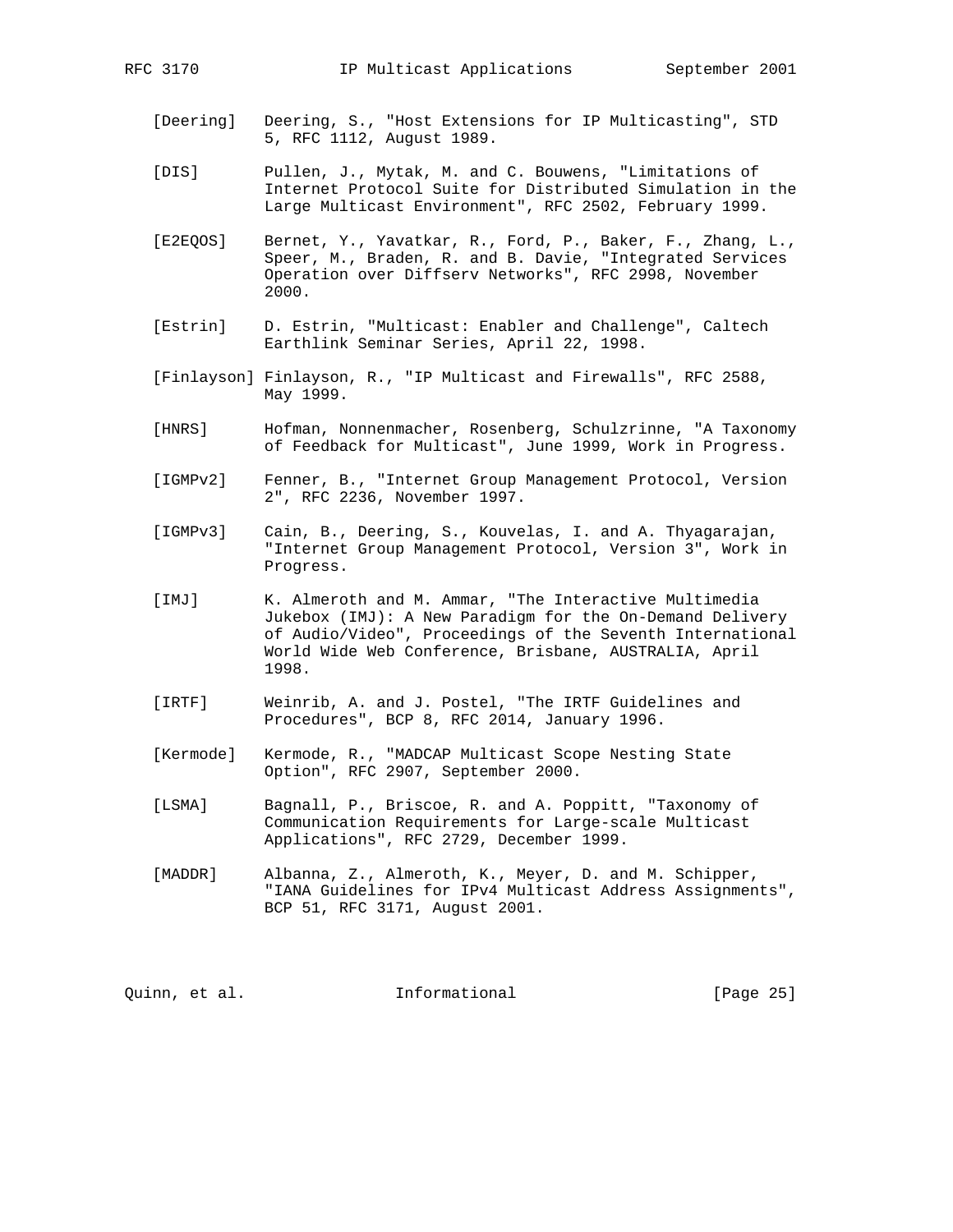[Deering] Deering, S., "Host Extensions for IP Multicasting", STD 5, RFC 1112, August 1989.

[DIS] Pullen, J., Mytak, M. and C. Bouwens, "Limitations of Internet Protocol Suite for Distributed Simulation in the Large Multicast Environment", RFC 2502, February 1999.

[E2EQOS] Bernet, Y., Yavatkar, R., Ford, P., Baker, F., Zhang, L., Speer, M., Braden, R. and B. Davie, "Integrated Services Operation over Diffserv Networks", RFC 2998, November 2000.

[Estrin] D. Estrin, "Multicast: Enabler and Challenge", Caltech Earthlink Seminar Series, April 22, 1998.

[Finlayson] Finlayson, R., "IP Multicast and Firewalls", RFC 2588, May 1999.

[HNRS] Hofman, Nonnenmacher, Rosenberg, Schulzrinne, "A Taxonomy of Feedback for Multicast", June 1999, Work in Progress.

[IGMPv2] Fenner, B., "Internet Group Management Protocol, Version 2", RFC 2236, November 1997.

[IGMPv3] Cain, B., Deering, S., Kouvelas, I. and A. Thyagarajan, "Internet Group Management Protocol, Version 3", Work in Progress.

[IMJ] K. Almeroth and M. Ammar, "The Interactive Multimedia Jukebox (IMJ): A New Paradigm for the On-Demand Delivery of Audio/Video", Proceedings of the Seventh International World Wide Web Conference, Brisbane, AUSTRALIA, April 1998.

[IRTF] Weinrib, A. and J. Postel, "The IRTF Guidelines and Procedures", BCP 8, RFC 2014, January 1996.

[Kermode] Kermode, R., "MADCAP Multicast Scope Nesting State Option", RFC 2907, September 2000.

[LSMA] Bagnall, P., Briscoe, R. and A. Poppitt, "Taxonomy of Communication Requirements for Large-scale Multicast Applications", RFC 2729, December 1999.

[MADDR] Albanna, Z., Almeroth, K., Meyer, D. and M. Schipper, "IANA Guidelines for IPv4 Multicast Address Assignments", BCP 51, RFC 3171, August 2001.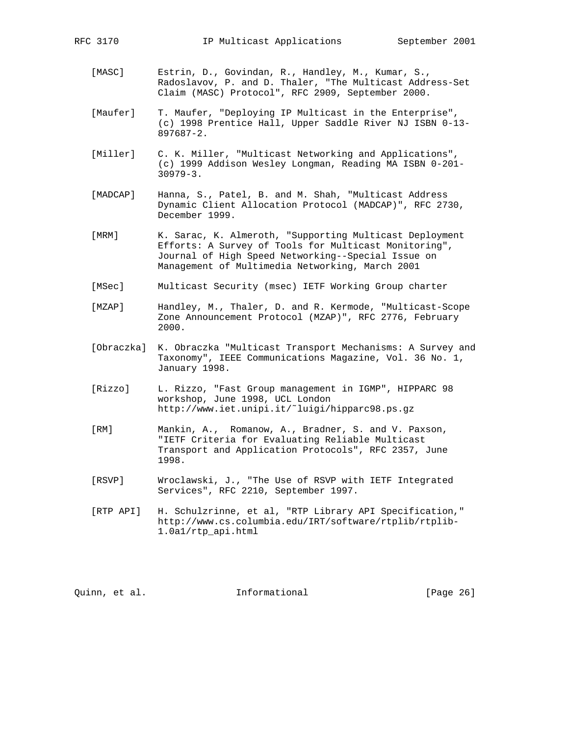[MASC] Estrin, D., Govindan, R., Handley, M., Kumar, S., Radoslavov, P. and D. Thaler, "The Multicast Address-Set Claim (MASC) Protocol", RFC 2909, September 2000.

[Maufer] T. Maufer, "Deploying IP Multicast in the Enterprise", (c) 1998 Prentice Hall, Upper Saddle River NJ ISBN 0-13-897687-2.

[Miller] C. K. Miller, "Multicast Networking and Applications", (c) 1999 Addison Wesley Longman, Reading MA ISBN 0-201-30979-3.

[MADCAP] Hanna, S., Patel, B. and M. Shah, "Multicast Address Dynamic Client Allocation Protocol (MADCAP)", RFC 2730, December 1999.

[MRM] K. Sarac, K. Almeroth, "Supporting Multicast Deployment Efforts: A Survey of Tools for Multicast Monitoring", Journal of High Speed Networking--Special Issue on Management of Multimedia Networking, March 2001

[MSec] Multicast Security (msec) IETF Working Group charter

[MZAP] Handley, M., Thaler, D. and R. Kermode, "Multicast-Scope Zone Announcement Protocol (MZAP)", RFC 2776, February 2000.

[Obraczka] K. Obraczka "Multicast Transport Mechanisms: A Survey and Taxonomy", IEEE Communications Magazine, Vol. 36 No. 1, January 1998.

[Rizzo] L. Rizzo, "Fast Group management in IGMP", HIPPARC 98 workshop, June 1998, UCL London http://www.iet.unipi.it/~luigi/hipparc98.ps.gz

[RM] Mankin, A., Romanow, A., Bradner, S. and V. Paxson, "IETF Criteria for Evaluating Reliable Multicast Transport and Application Protocols", RFC 2357, June 1998.

[RSVP] Wroclawski, J., "The Use of RSVP with IETF Integrated Services", RFC 2210, September 1997.

[RTP API] H. Schulzrinne, et al, "RTP Library API Specification," http://www.cs.columbia.edu/IRT/software/rtplib/rtplib-1.0a1/rtp_api.html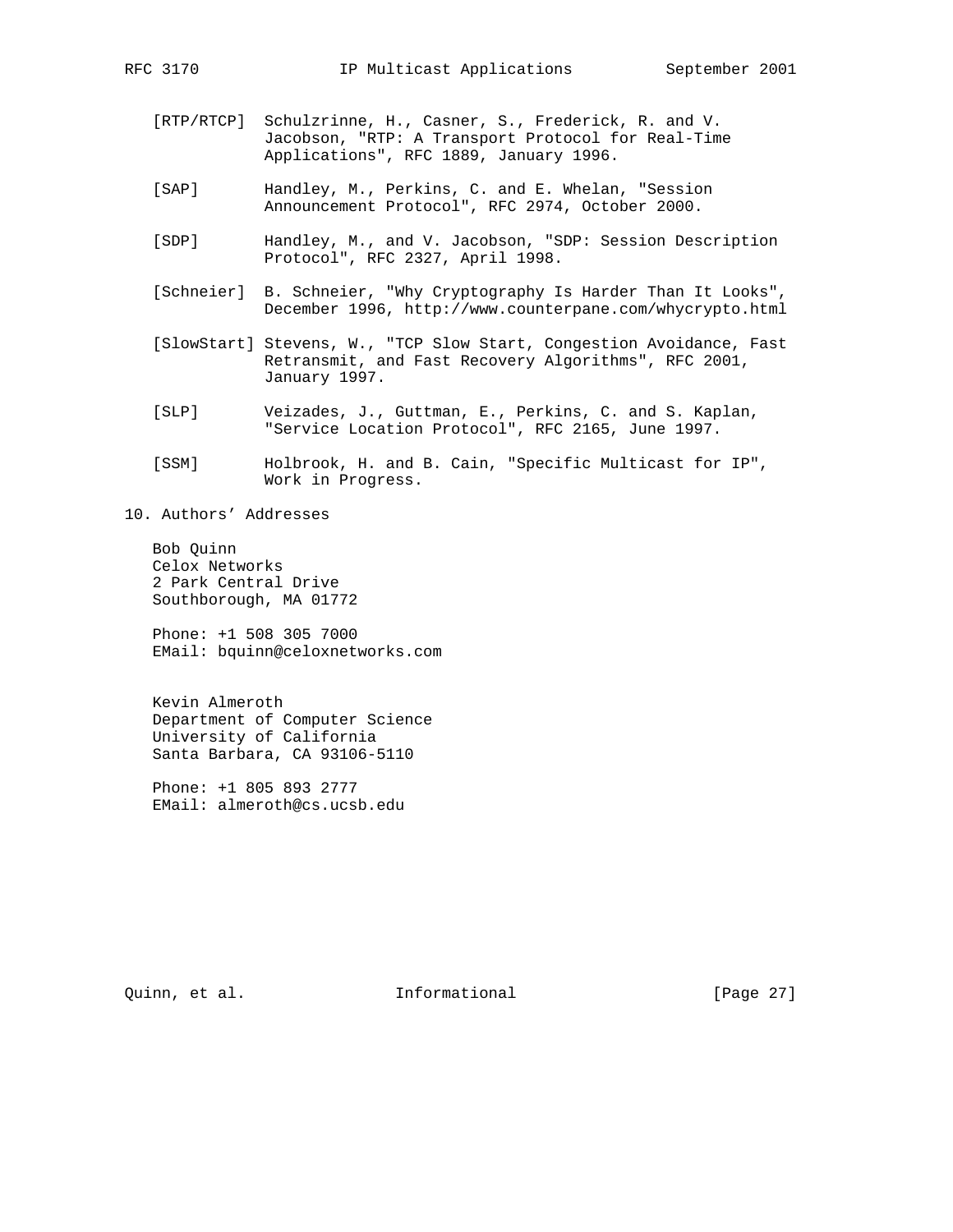[RTP/RTCP] Schulzrinne, H., Casner, S., Frederick, R. and V. Jacobson, "RTP: A Transport Protocol for Real-Time Applications", RFC 1889, January 1996.

[SAP] Handley, M., Perkins, C. and E. Whelan, "Session Announcement Protocol", RFC 2974, October 2000.

[SDP] Handley, M., and V. Jacobson, "SDP: Session Description Protocol", RFC 2327, April 1998.

[Schneier] B. Schneier, "Why Cryptography Is Harder Than It Looks", December 1996, http://www.counterpane.com/whycrypto.html

[SlowStart] Stevens, W., "TCP Slow Start, Congestion Avoidance, Fast Retransmit, and Fast Recovery Algorithms", RFC 2001, January 1997.

[SLP] Veizades, J., Guttman, E., Perkins, C. and S. Kaplan, "Service Location Protocol", RFC 2165, June 1997.

[SSM] Holbrook, H. and B. Cain, "Specific Multicast for IP", Work in Progress.

## 10. Authors' Addresses

Bob Quinn
Celox Networks
2 Park Central Drive
Southborough, MA 01772

Phone: +1 508 305 7000
EMail: bquinn@celoxnetworks.com

Kevin Almeroth
Department of Computer Science
University of California
Santa Barbara, CA 93106-5110

Phone: +1 805 893 2777
EMail: almeroth@cs.ucsb.edu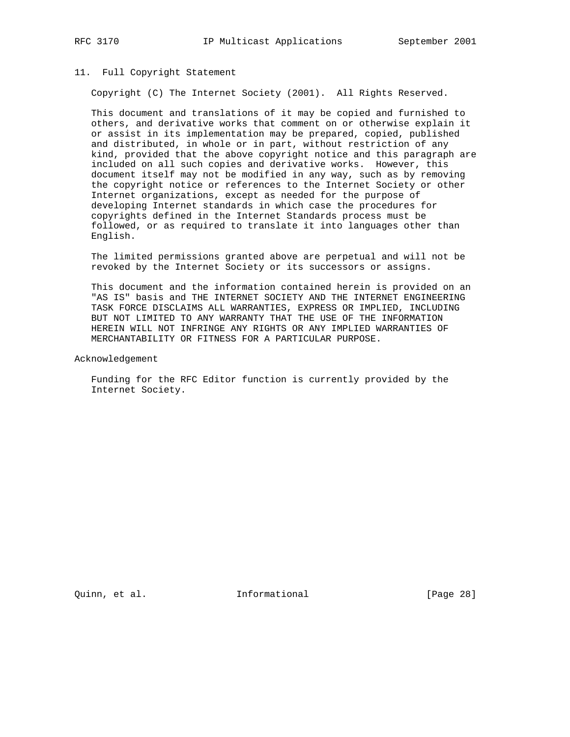## 11. Full Copyright Statement

Copyright (C) The Internet Society (2001). All Rights Reserved.

This document and translations of it may be copied and furnished to others, and derivative works that comment on or otherwise explain it or assist in its implementation may be prepared, copied, published and distributed, in whole or in part, without restriction of any kind, provided that the above copyright notice and this paragraph are included on all such copies and derivative works. However, this document itself may not be modified in any way, such as by removing the copyright notice or references to the Internet Society or other Internet organizations, except as needed for the purpose of developing Internet standards in which case the procedures for copyrights defined in the Internet Standards process must be followed, or as required to translate it into languages other than English.

The limited permissions granted above are perpetual and will not be revoked by the Internet Society or its successors or assigns.

This document and the information contained herein is provided on an "AS IS" basis and THE INTERNET SOCIETY AND THE INTERNET ENGINEERING TASK FORCE DISCLAIMS ALL WARRANTIES, EXPRESS OR IMPLIED, INCLUDING BUT NOT LIMITED TO ANY WARRANTY THAT THE USE OF THE INFORMATION HEREIN WILL NOT INFRINGE ANY RIGHTS OR ANY IMPLIED WARRANTIES OF MERCHANTABILITY OR FITNESS FOR A PARTICULAR PURPOSE.

## Acknowledgement

Funding for the RFC Editor function is currently provided by the Internet Society.